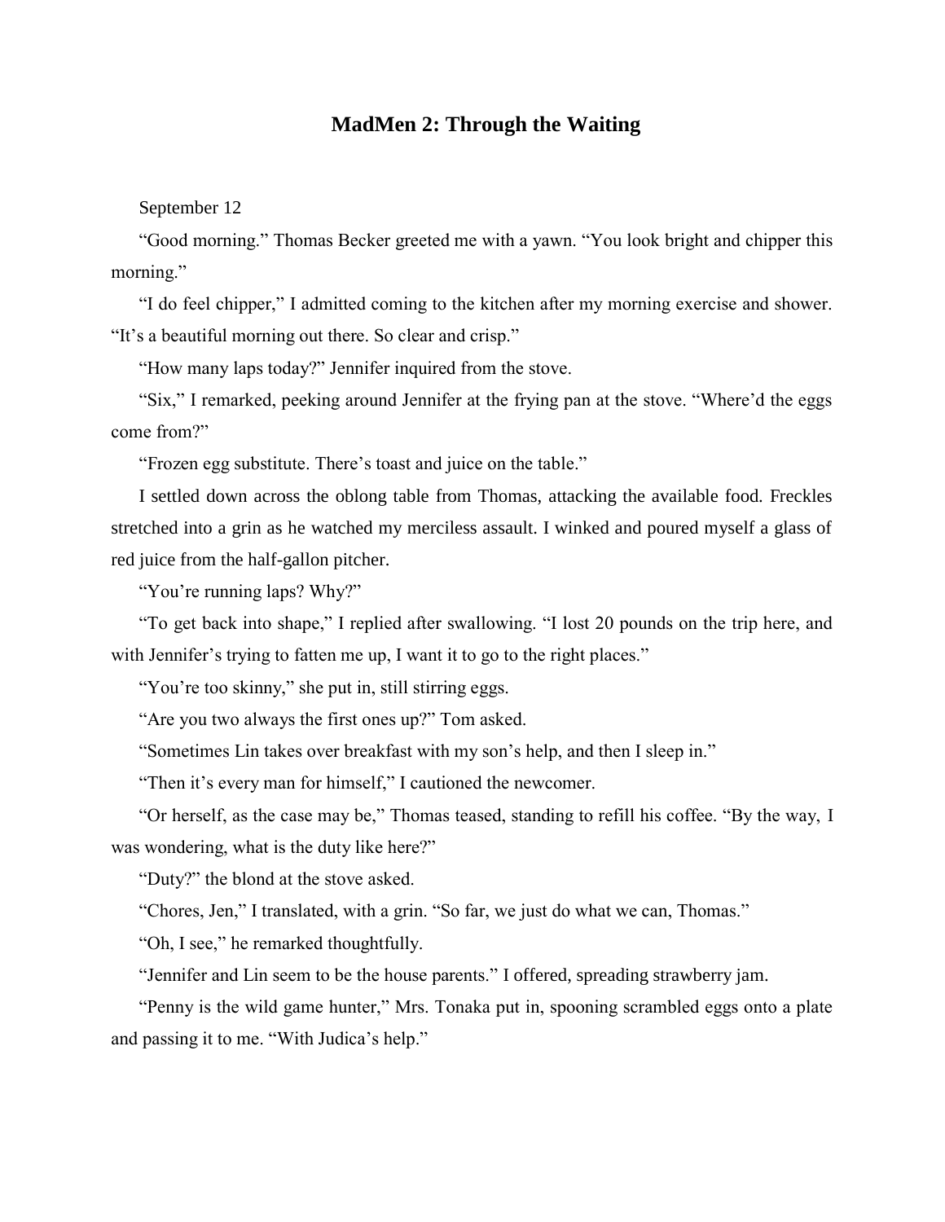# MadMen 2: Through the Waiting

September 12

"Good morning." Thomas Becker greeted me with a yawn. "You look bright and chipper this morning."

"I do feel chipper," I admitted coming to the kitchen after my morning exercise and shower. "It's a beautiful morning out there. So clear and crisp."

"How many laps today?" Jennifer inquired from the stove.

"Six," I remarked, peeking around Jennifer at the frying pan at the stove. "Where'd the eggs come from?"

"Frozen egg substitute. There's toast and juice on the table."

I settled down across the oblong table from Thomas, attacking the available food. Freckles stretched into a grin as he watched my merciless assault. I winked and poured myself a glass of red juice from the half-gallon pitcher.

"You're running laps? Why?"

"To get back into shape," I replied after swallowing. "I lost 20 pounds on the trip here, and with Jennifer's trying to fatten me up, I want it to go to the right places."

"You're too skinny," she put in, still stirring eggs.

"Are you two always the first ones up?" Tom asked.

"Sometimes Lin takes over breakfast with my son's help, and then I sleep in."

"Then it's every man for himself," I cautioned the newcomer.

"Or herself, as the case may be," Thomas teased, standing to refill his coffee. "By the way, I was wondering, what is the duty like here?"

"Duty?" the blond at the stove asked.

"Chores, Jen," I translated, with a grin. "So far, we just do what we can, Thomas."

"Oh, I see," he remarked thoughtfully.

"Jennifer and Lin seem to be the house parents." I offered, spreading strawberry jam.

"Penny is the wild game hunter," Mrs. Tonaka put in, spooning scrambled eggs onto a plate and passing it to me. "With Judica's help."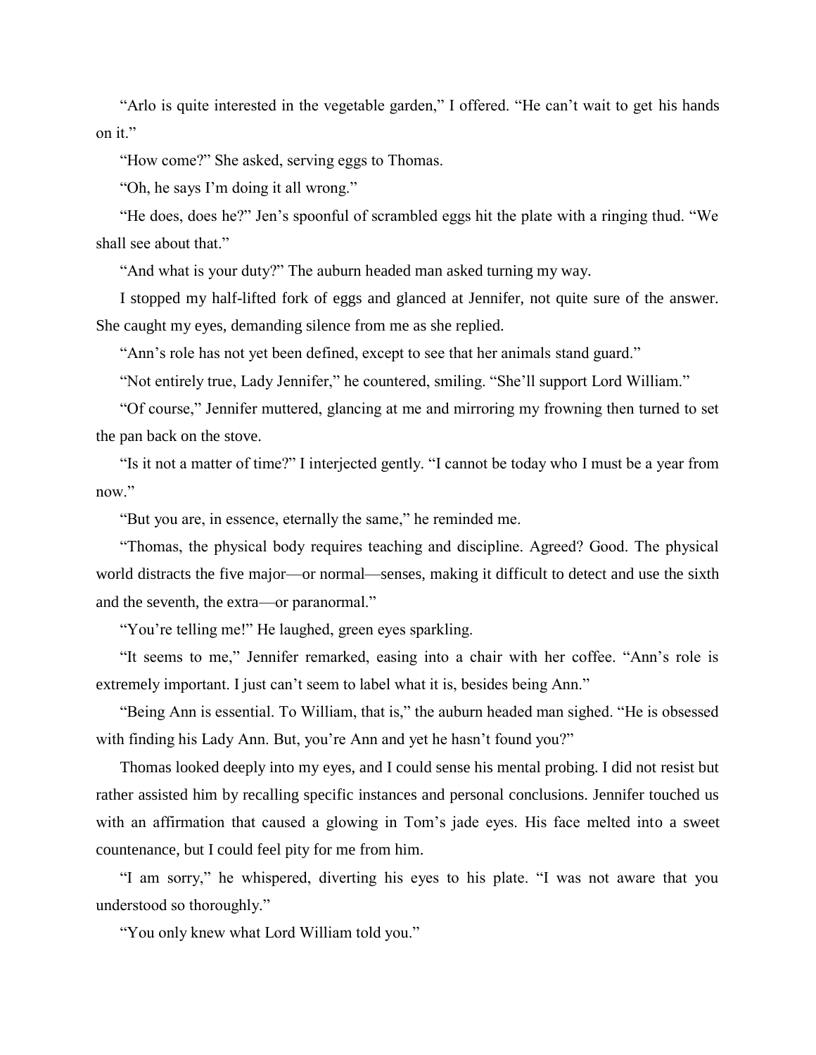"Arlo is quite interested in the vegetable garden," I offered. "He can't wait to get his hands on it."

"How come?" She asked, serving eggs to Thomas.

"Oh, he says I'm doing it all wrong."

"He does, does he?" Jen's spoonful of scrambled eggs hit the plate with a ringing thud. "We shall see about that."

"And what is your duty?" The auburn headed man asked turning my way.

I stopped my half-lifted fork of eggs and glanced at Jennifer, not quite sure of the answer. She caught my eyes, demanding silence from me as she replied.

"Ann's role has not yet been defined, except to see that her animals stand guard."

"Not entirely true, Lady Jennifer," he countered, smiling. "She'll support Lord William."

"Of course," Jennifer muttered, glancing at me and mirroring my frowning then turned to set the pan back on the stove.

"Is it not a matter of time?" I interjected gently. "I cannot be today who I must be a year from now."

"But you are, in essence, eternally the same," he reminded me.

"Thomas, the physical body requires teaching and discipline. Agreed? Good. The physical world distracts the five major—or normal—senses, making it difficult to detect and use the sixth and the seventh, the extra—or paranormal."

"You're telling me!" He laughed, green eyes sparkling.

"It seems to me," Jennifer remarked, easing into a chair with her coffee. "Ann's role is extremely important. I just can't seem to label what it is, besides being Ann."

"Being Ann is essential. To William, that is," the auburn headed man sighed. "He is obsessed with finding his Lady Ann. But, you're Ann and yet he hasn't found you?"

Thomas looked deeply into my eyes, and I could sense his mental probing. I did not resist but rather assisted him by recalling specific instances and personal conclusions. Jennifer touched us with an affirmation that caused a glowing in Tom's jade eyes. His face melted into a sweet countenance, but I could feel pity for me from him.

"I am sorry," he whispered, diverting his eyes to his plate. "I was not aware that you understood so thoroughly."

"You only knew what Lord William told you."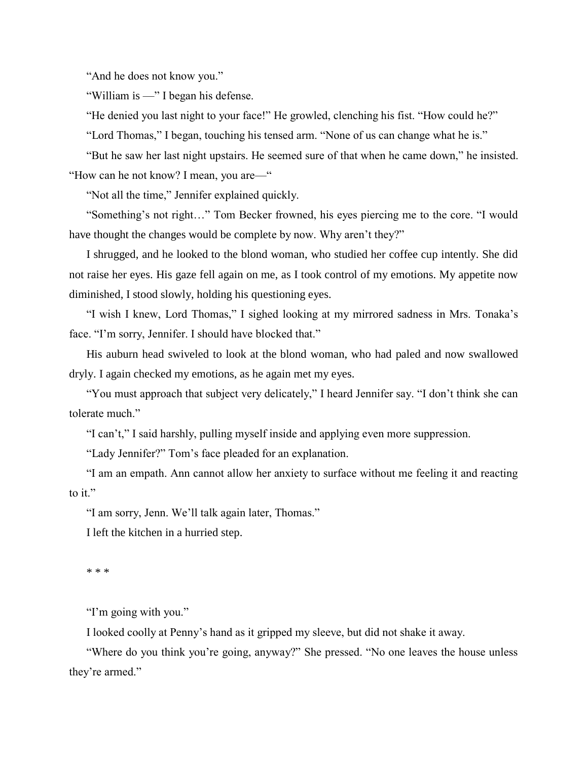"And he does not know you."

"William is —" I began his defense.

"He denied you last night to your face!" He growled, clenching his fist. "How could he?"

"Lord Thomas," I began, touching his tensed arm. "None of us can change what he is."

"But he saw her last night upstairs. He seemed sure of that when he came down," he insisted. "How can he not know? I mean, you are—"

"Not all the time," Jennifer explained quickly.

"Something's not right…" Tom Becker frowned, his eyes piercing me to the core. "I would have thought the changes would be complete by now. Why aren't they?"

I shrugged, and he looked to the blond woman, who studied her coffee cup intently. She did not raise her eyes. His gaze fell again on me, as I took control of my emotions. My appetite now diminished, I stood slowly, holding his questioning eyes.

"I wish I knew, Lord Thomas," I sighed looking at my mirrored sadness in Mrs. Tonaka's face. "I'm sorry, Jennifer. I should have blocked that."

His auburn head swiveled to look at the blond woman, who had paled and now swallowed dryly. I again checked my emotions, as he again met my eyes.

"You must approach that subject very delicately," I heard Jennifer say. "I don't think she can tolerate much."

"I can't," I said harshly, pulling myself inside and applying even more suppression.

"Lady Jennifer?" Tom's face pleaded for an explanation.

"I am an empath. Ann cannot allow her anxiety to surface without me feeling it and reacting to it."

"I am sorry, Jenn. We'll talk again later, Thomas."

I left the kitchen in a hurried step.

\* \* \*

"I'm going with you."

I looked coolly at Penny's hand as it gripped my sleeve, but did not shake it away.

"Where do you think you're going, anyway?" She pressed. "No one leaves the house unless they're armed."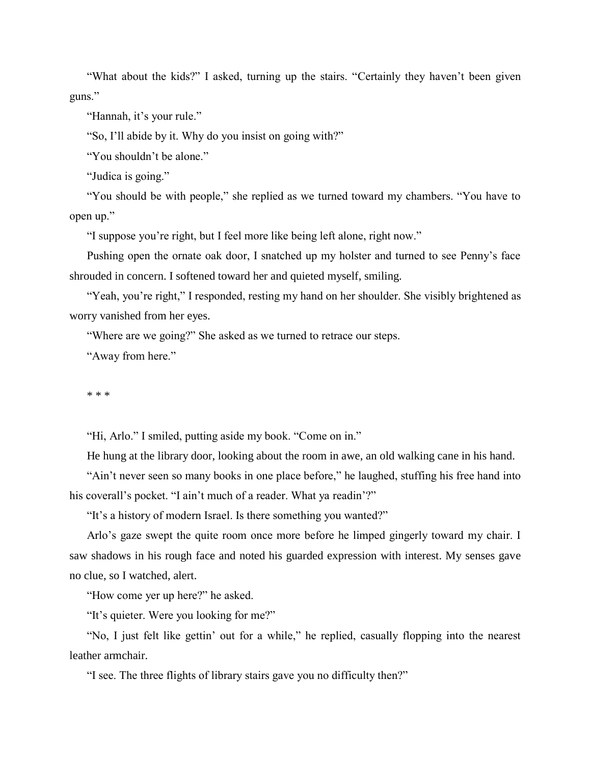"What about the kids?" I asked, turning up the stairs. "Certainly they haven't been given guns."

"Hannah, it's your rule."

"So, I'll abide by it. Why do you insist on going with?"

"You shouldn't be alone."

"Judica is going."

"You should be with people," she replied as we turned toward my chambers. "You have to open up."

"I suppose you're right, but I feel more like being left alone, right now."

Pushing open the ornate oak door, I snatched up my holster and turned to see Penny's face shrouded in concern. I softened toward her and quieted myself, smiling.

"Yeah, you're right," I responded, resting my hand on her shoulder. She visibly brightened as worry vanished from her eyes.

"Where are we going?" She asked as we turned to retrace our steps.

"Away from here."

* * *

"Hi, Arlo." I smiled, putting aside my book. "Come on in."

He hung at the library door, looking about the room in awe, an old walking cane in his hand.

"Ain't never seen so many books in one place before," he laughed, stuffing his free hand into his coverall's pocket. "I ain't much of a reader. What ya readin'?"

"It's a history of modern Israel. Is there something you wanted?"

Arlo's gaze swept the quite room once more before he limped gingerly toward my chair. I saw shadows in his rough face and noted his guarded expression with interest. My senses gave no clue, so I watched, alert.

"How come yer up here?" he asked.

"It's quieter. Were you looking for me?"

"No, I just felt like gettin' out for a while," he replied, casually flopping into the nearest leather armchair.

"I see. The three flights of library stairs gave you no difficulty then?"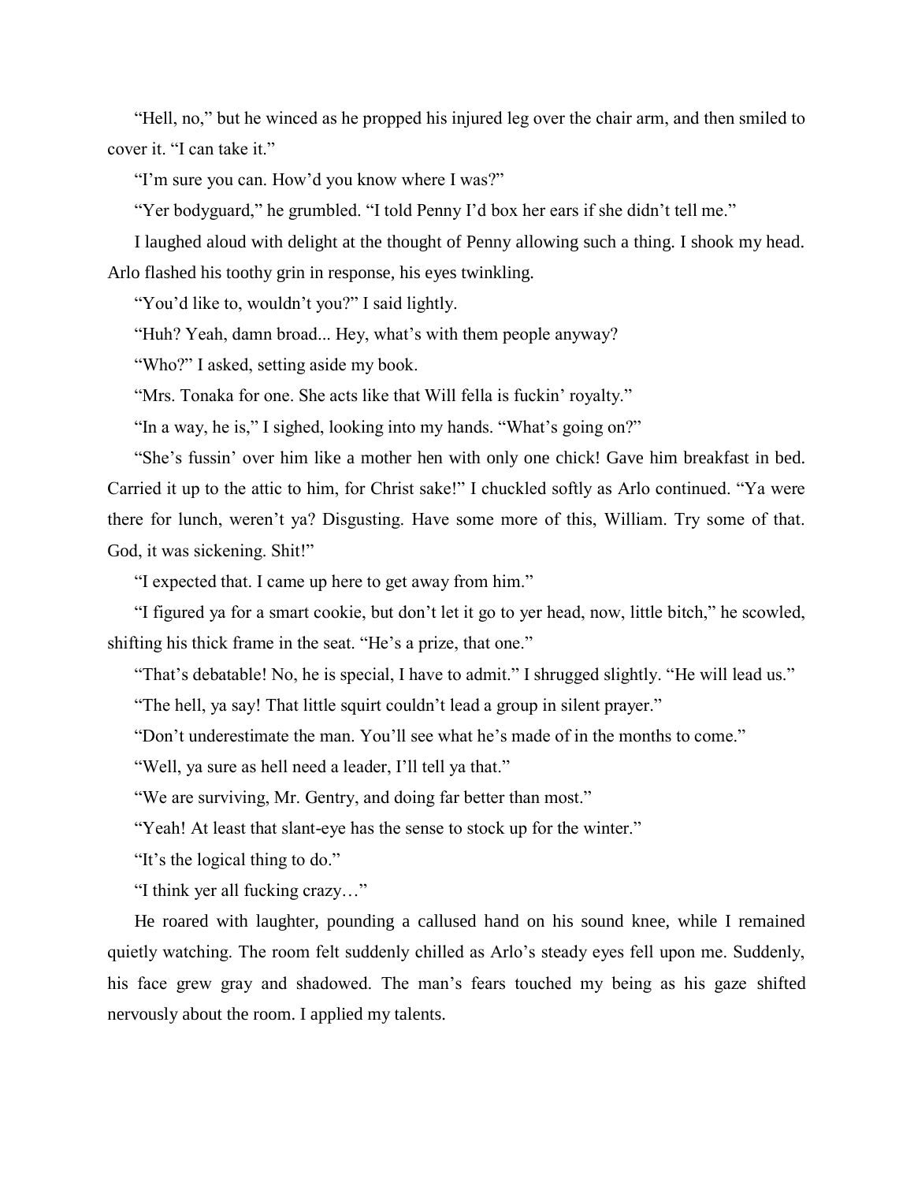"Hell, no," but he winced as he propped his injured leg over the chair arm, and then smiled to cover it. "I can take it."

"I'm sure you can. How'd you know where I was?"

"Yer bodyguard," he grumbled. "I told Penny I'd box her ears if she didn't tell me."

I laughed aloud with delight at the thought of Penny allowing such a thing. I shook my head. Arlo flashed his toothy grin in response, his eyes twinkling.

"You'd like to, wouldn't you?" I said lightly.

"Huh? Yeah, damn broad... Hey, what's with them people anyway?

"Who?" I asked, setting aside my book.

"Mrs. Tonaka for one. She acts like that Will fella is fuckin' royalty."

"In a way, he is," I sighed, looking into my hands. "What's going on?"

"She's fussin' over him like a mother hen with only one chick! Gave him breakfast in bed. Carried it up to the attic to him, for Christ sake!" I chuckled softly as Arlo continued. "Ya were there for lunch, weren't ya? Disgusting. Have some more of this, William. Try some of that. God, it was sickening. Shit!"

"I expected that. I came up here to get away from him."

"I figured ya for a smart cookie, but don't let it go to yer head, now, little bitch," he scowled, shifting his thick frame in the seat. "He's a prize, that one."

"That's debatable! No, he is special, I have to admit." I shrugged slightly. "He will lead us."

"The hell, ya say! That little squirt couldn't lead a group in silent prayer."

"Don't underestimate the man. You'll see what he's made of in the months to come."

"Well, ya sure as hell need a leader, I'll tell ya that."

"We are surviving, Mr. Gentry, and doing far better than most."

"Yeah! At least that slant-eye has the sense to stock up for the winter."

"It's the logical thing to do."

"I think yer all fucking crazy…"

He roared with laughter, pounding a callused hand on his sound knee, while I remained quietly watching. The room felt suddenly chilled as Arlo's steady eyes fell upon me. Suddenly, his face grew gray and shadowed. The man's fears touched my being as his gaze shifted nervously about the room. I applied my talents.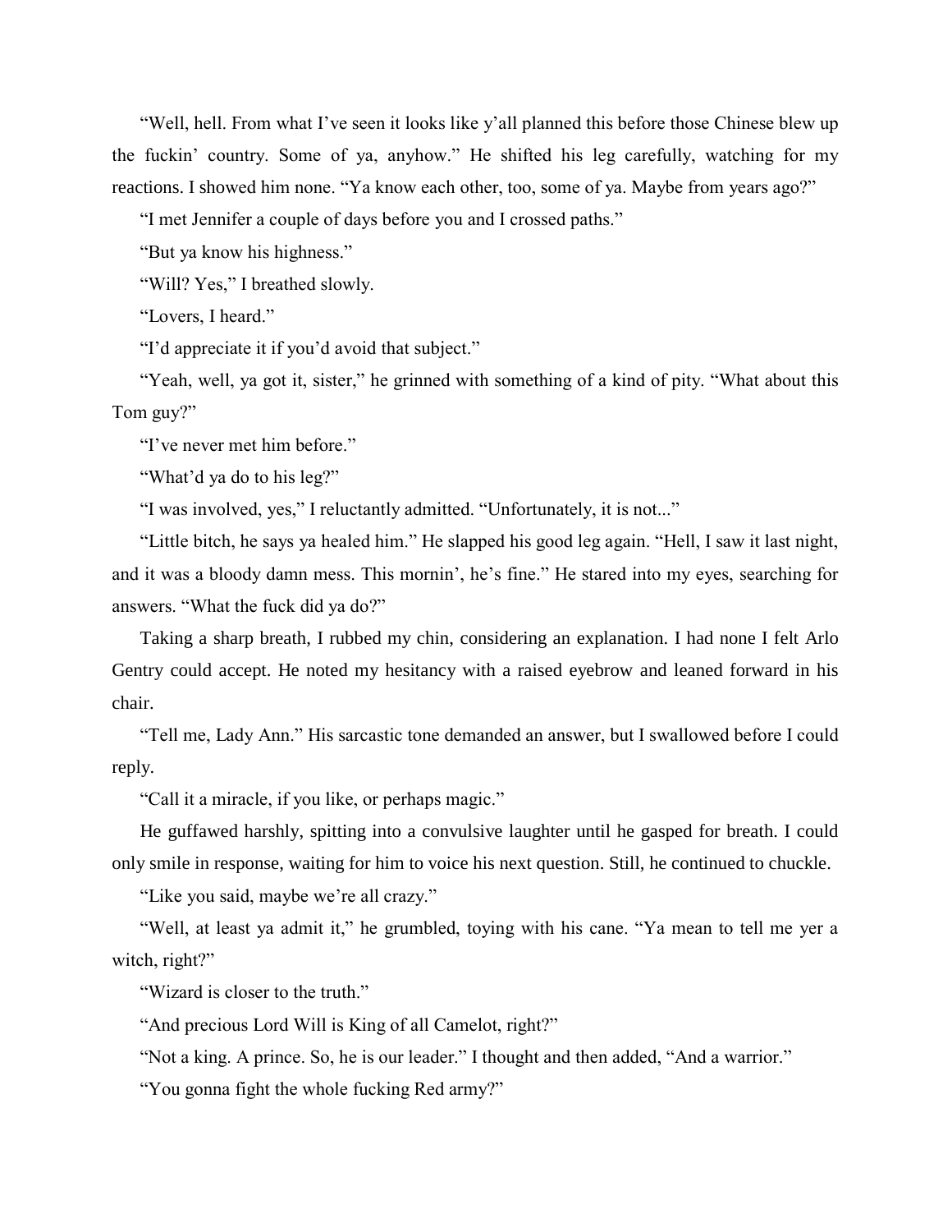"Well, hell. From what I've seen it looks like y'all planned this before those Chinese blew up the fuckin' country. Some of ya, anyhow." He shifted his leg carefully, watching for my reactions. I showed him none. "Ya know each other, too, some of ya. Maybe from years ago?"

"I met Jennifer a couple of days before you and I crossed paths."

"But ya know his highness."

"Will? Yes," I breathed slowly.

"Lovers, I heard."

"I'd appreciate it if you'd avoid that subject."

"Yeah, well, ya got it, sister," he grinned with something of a kind of pity. "What about this Tom guy?"

"I've never met him before."

"What'd ya do to his leg?"

"I was involved, yes," I reluctantly admitted. "Unfortunately, it is not..."

"Little bitch, he says ya healed him." He slapped his good leg again. "Hell, I saw it last night, and it was a bloody damn mess. This mornin', he's fine." He stared into my eyes, searching for answers. "What the fuck did ya do?"

Taking a sharp breath, I rubbed my chin, considering an explanation. I had none I felt Arlo Gentry could accept. He noted my hesitancy with a raised eyebrow and leaned forward in his chair.

"Tell me, Lady Ann." His sarcastic tone demanded an answer, but I swallowed before I could reply.

"Call it a miracle, if you like, or perhaps magic."

He guffawed harshly, spitting into a convulsive laughter until he gasped for breath. I could only smile in response, waiting for him to voice his next question. Still, he continued to chuckle.

"Like you said, maybe we're all crazy."

"Well, at least ya admit it," he grumbled, toying with his cane. "Ya mean to tell me yer a witch, right?"

"Wizard is closer to the truth."

"And precious Lord Will is King of all Camelot, right?"

"Not a king. A prince. So, he is our leader." I thought and then added, "And a warrior."

"You gonna fight the whole fucking Red army?"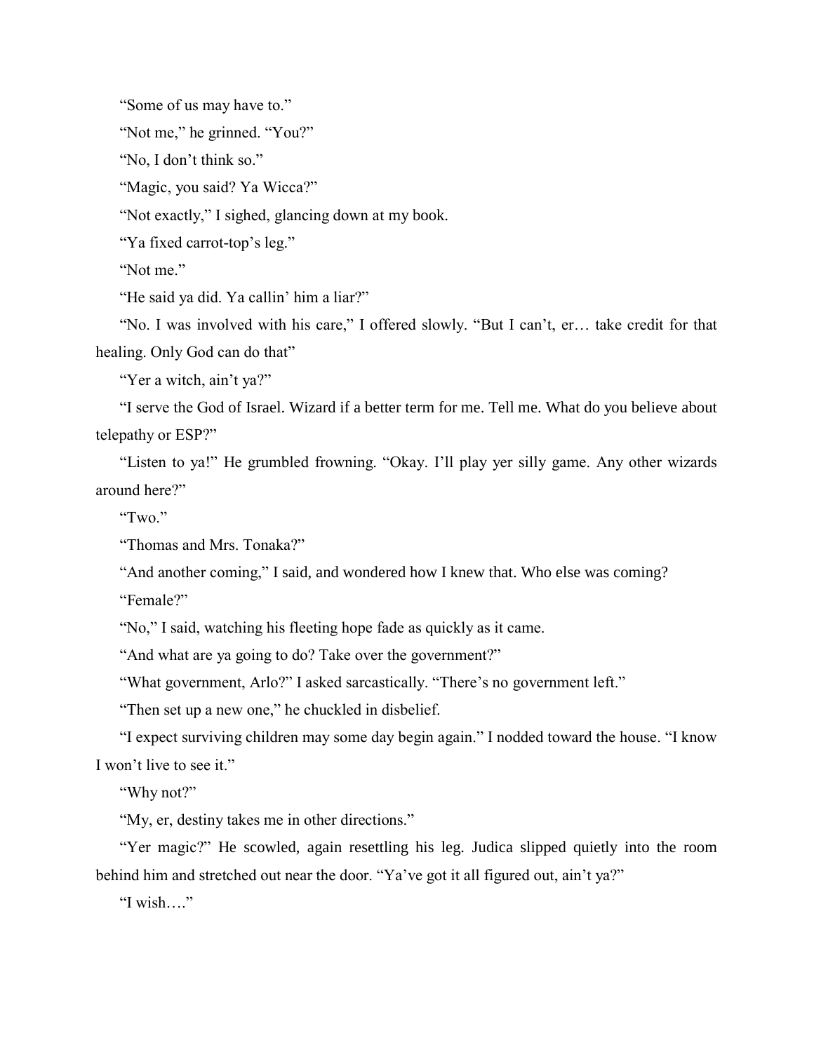"Some of us may have to."

"Not me," he grinned. "You?"

"No, I don't think so."

"Magic, you said? Ya Wicca?"

"Not exactly," I sighed, glancing down at my book.

"Ya fixed carrot-top's leg."

"Not me."

"He said ya did. Ya callin' him a liar?"

"No. I was involved with his care," I offered slowly. "But I can't, er… take credit for that healing. Only God can do that"

"Yer a witch, ain't ya?"

"I serve the God of Israel. Wizard if a better term for me. Tell me. What do you believe about telepathy or ESP?"

"Listen to ya!" He grumbled frowning. "Okay. I'll play yer silly game. Any other wizards around here?"

"Two."

"Thomas and Mrs. Tonaka?"

"And another coming," I said, and wondered how I knew that. Who else was coming?

"Female?"

"No," I said, watching his fleeting hope fade as quickly as it came.

"And what are ya going to do? Take over the government?"

"What government, Arlo?" I asked sarcastically. "There's no government left."

"Then set up a new one," he chuckled in disbelief.

"I expect surviving children may some day begin again." I nodded toward the house. "I know I won't live to see it."

"Why not?"

"My, er, destiny takes me in other directions."

"Yer magic?" He scowled, again resettling his leg. Judica slipped quietly into the room behind him and stretched out near the door. "Ya've got it all figured out, ain't ya?"

"I wish…."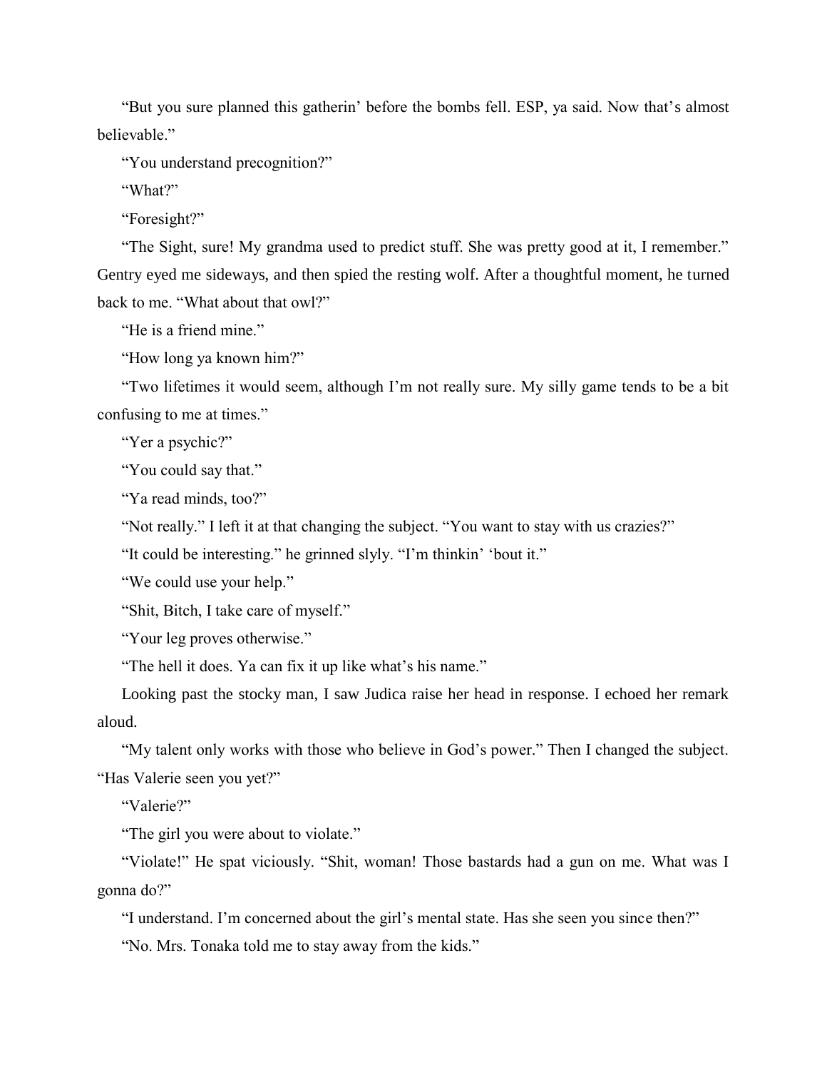"But you sure planned this gatherin' before the bombs fell. ESP, ya said. Now that's almost believable."

"You understand precognition?"

"What?"

"Foresight?"

"The Sight, sure! My grandma used to predict stuff. She was pretty good at it, I remember." Gentry eyed me sideways, and then spied the resting wolf. After a thoughtful moment, he turned back to me. "What about that owl?"

"He is a friend mine."

"How long ya known him?"

"Two lifetimes it would seem, although I'm not really sure. My silly game tends to be a bit confusing to me at times."

"Yer a psychic?"

"You could say that."

"Ya read minds, too?"

"Not really." I left it at that changing the subject. "You want to stay with us crazies?"

"It could be interesting." he grinned slyly. "I'm thinkin' 'bout it."

"We could use your help."

"Shit, Bitch, I take care of myself."

"Your leg proves otherwise."

"The hell it does. Ya can fix it up like what's his name."

Looking past the stocky man, I saw Judica raise her head in response. I echoed her remark aloud.

"My talent only works with those who believe in God's power." Then I changed the subject. "Has Valerie seen you yet?"

"Valerie?"

"The girl you were about to violate."

"Violate!" He spat viciously. "Shit, woman! Those bastards had a gun on me. What was I gonna do?"

"I understand. I'm concerned about the girl's mental state. Has she seen you since then?"

"No. Mrs. Tonaka told me to stay away from the kids."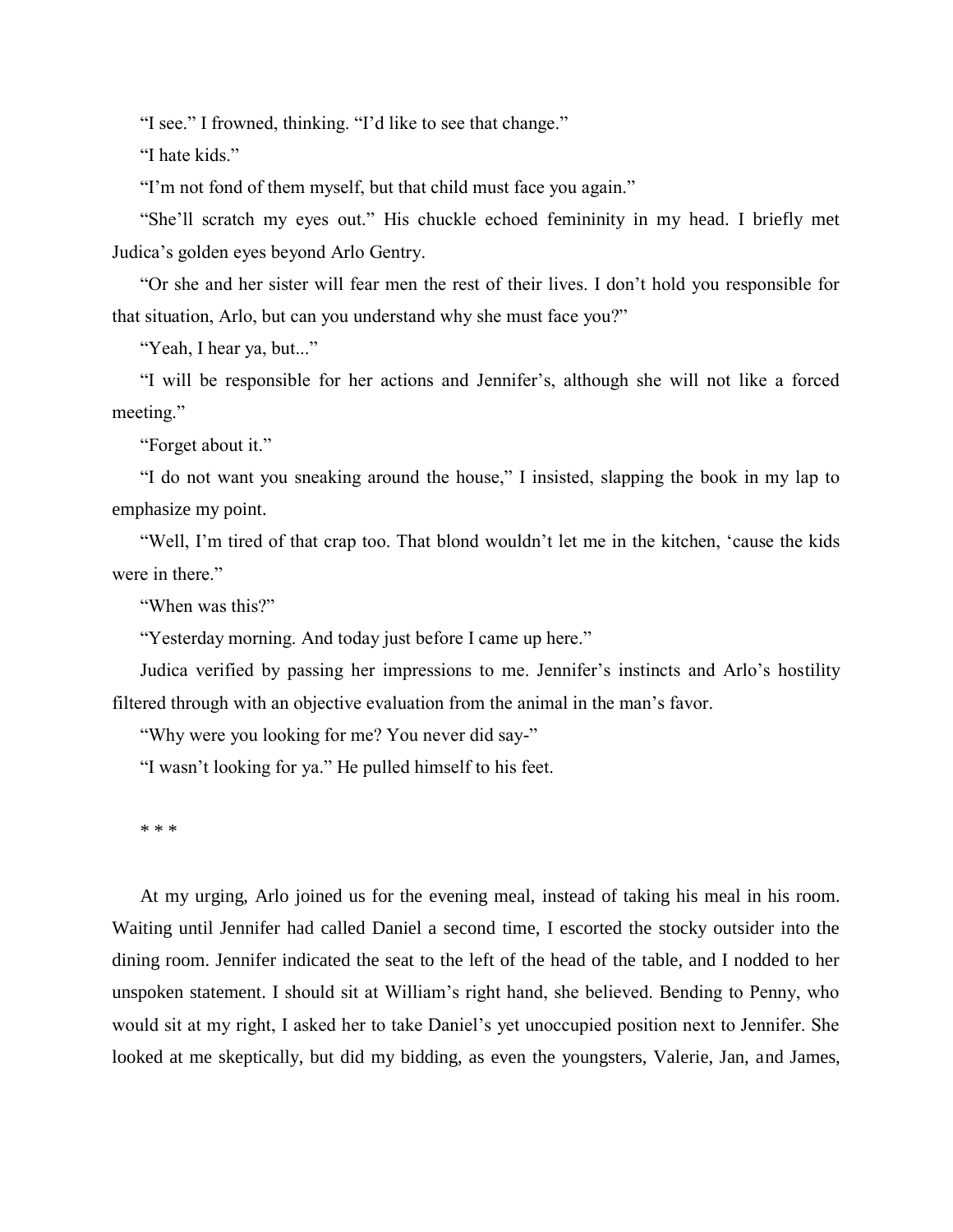"I see." I frowned, thinking. "I'd like to see that change."

"I hate kids."

"I'm not fond of them myself, but that child must face you again."

"She'll scratch my eyes out." His chuckle echoed femininity in my head. I briefly met Judica's golden eyes beyond Arlo Gentry.

"Or she and her sister will fear men the rest of their lives. I don't hold you responsible for that situation, Arlo, but can you understand why she must face you?"

"Yeah, I hear ya, but..."

"I will be responsible for her actions and Jennifer's, although she will not like a forced meeting."

"Forget about it."

"I do not want you sneaking around the house," I insisted, slapping the book in my lap to emphasize my point.

"Well, I'm tired of that crap too. That blond wouldn't let me in the kitchen, 'cause the kids were in there."

"When was this?"

"Yesterday morning. And today just before I came up here."

Judica verified by passing her impressions to me. Jennifer's instincts and Arlo's hostility filtered through with an objective evaluation from the animal in the man's favor.

"Why were you looking for me? You never did say-"

"I wasn't looking for ya." He pulled himself to his feet.

* * *

At my urging, Arlo joined us for the evening meal, instead of taking his meal in his room. Waiting until Jennifer had called Daniel a second time, I escorted the stocky outsider into the dining room. Jennifer indicated the seat to the left of the head of the table, and I nodded to her unspoken statement. I should sit at William's right hand, she believed. Bending to Penny, who would sit at my right, I asked her to take Daniel's yet unoccupied position next to Jennifer. She looked at me skeptically, but did my bidding, as even the youngsters, Valerie, Jan, and James,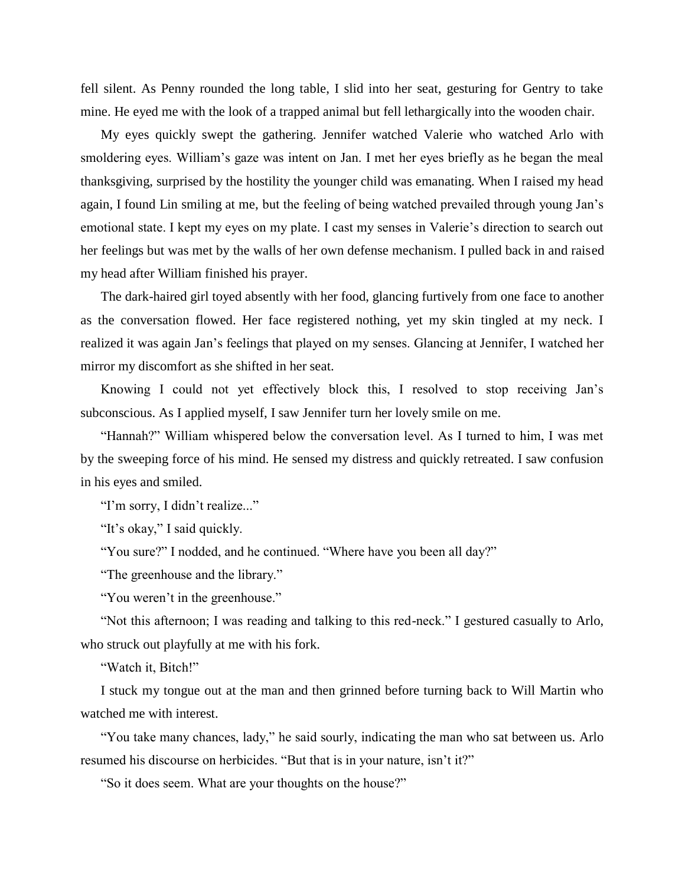fell silent. As Penny rounded the long table, I slid into her seat, gesturing for Gentry to take mine. He eyed me with the look of a trapped animal but fell lethargically into the wooden chair.

My eyes quickly swept the gathering. Jennifer watched Valerie who watched Arlo with smoldering eyes. William's gaze was intent on Jan. I met her eyes briefly as he began the meal thanksgiving, surprised by the hostility the younger child was emanating. When I raised my head again, I found Lin smiling at me, but the feeling of being watched prevailed through young Jan's emotional state. I kept my eyes on my plate. I cast my senses in Valerie's direction to search out her feelings but was met by the walls of her own defense mechanism. I pulled back in and raised my head after William finished his prayer.

The dark-haired girl toyed absently with her food, glancing furtively from one face to another as the conversation flowed. Her face registered nothing, yet my skin tingled at my neck. I realized it was again Jan's feelings that played on my senses. Glancing at Jennifer, I watched her mirror my discomfort as she shifted in her seat.

Knowing I could not yet effectively block this, I resolved to stop receiving Jan's subconscious. As I applied myself, I saw Jennifer turn her lovely smile on me.

"Hannah?" William whispered below the conversation level. As I turned to him, I was met by the sweeping force of his mind. He sensed my distress and quickly retreated. I saw confusion in his eyes and smiled.

"I'm sorry, I didn't realize..."

"It's okay," I said quickly.

"You sure?" I nodded, and he continued. "Where have you been all day?"

"The greenhouse and the library."

"You weren't in the greenhouse."

"Not this afternoon; I was reading and talking to this red-neck." I gestured casually to Arlo, who struck out playfully at me with his fork.

"Watch it, Bitch!"

I stuck my tongue out at the man and then grinned before turning back to Will Martin who watched me with interest.

"You take many chances, lady," he said sourly, indicating the man who sat between us. Arlo resumed his discourse on herbicides. "But that is in your nature, isn't it?"

"So it does seem. What are your thoughts on the house?"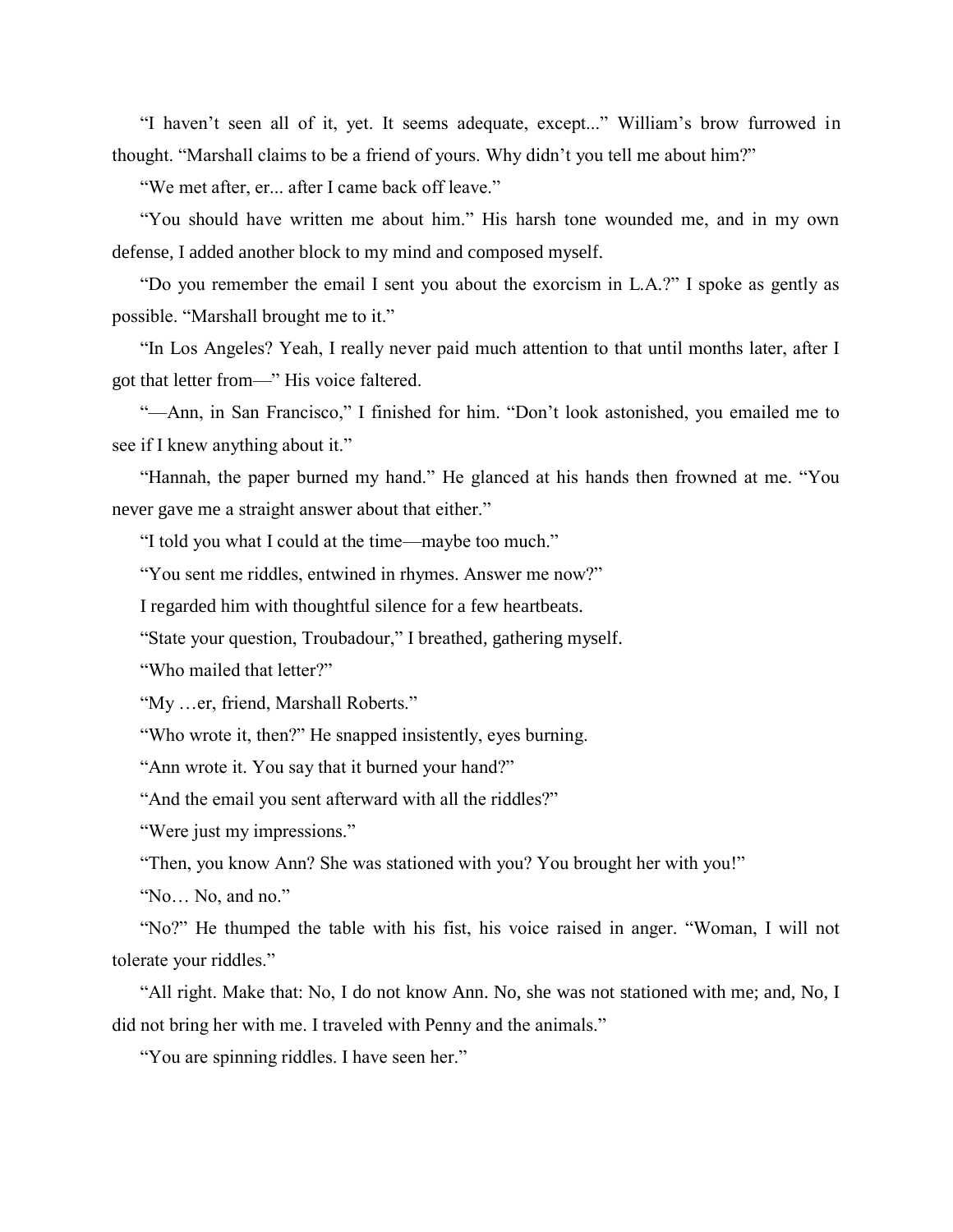"I haven't seen all of it, yet. It seems adequate, except..." William's brow furrowed in thought. "Marshall claims to be a friend of yours. Why didn't you tell me about him?"

"We met after, er... after I came back off leave."

"You should have written me about him." His harsh tone wounded me, and in my own defense, I added another block to my mind and composed myself.

"Do you remember the email I sent you about the exorcism in L.A.?" I spoke as gently as possible. "Marshall brought me to it."

"In Los Angeles? Yeah, I really never paid much attention to that until months later, after I got that letter from—" His voice faltered.

"—Ann, in San Francisco," I finished for him. "Don't look astonished, you emailed me to see if I knew anything about it."

"Hannah, the paper burned my hand." He glanced at his hands then frowned at me. "You never gave me a straight answer about that either."

"I told you what I could at the time—maybe too much."

"You sent me riddles, entwined in rhymes. Answer me now?"

I regarded him with thoughtful silence for a few heartbeats.

"State your question, Troubadour," I breathed, gathering myself.

"Who mailed that letter?"

"My …er, friend, Marshall Roberts."

"Who wrote it, then?" He snapped insistently, eyes burning.

"Ann wrote it. You say that it burned your hand?"

"And the email you sent afterward with all the riddles?"

"Were just my impressions."

"Then, you know Ann? She was stationed with you? You brought her with you!"

"No… No, and no."

"No?" He thumped the table with his fist, his voice raised in anger. "Woman, I will not tolerate your riddles."

"All right. Make that: No, I do not know Ann. No, she was not stationed with me; and, No, I did not bring her with me. I traveled with Penny and the animals."

"You are spinning riddles. I have seen her."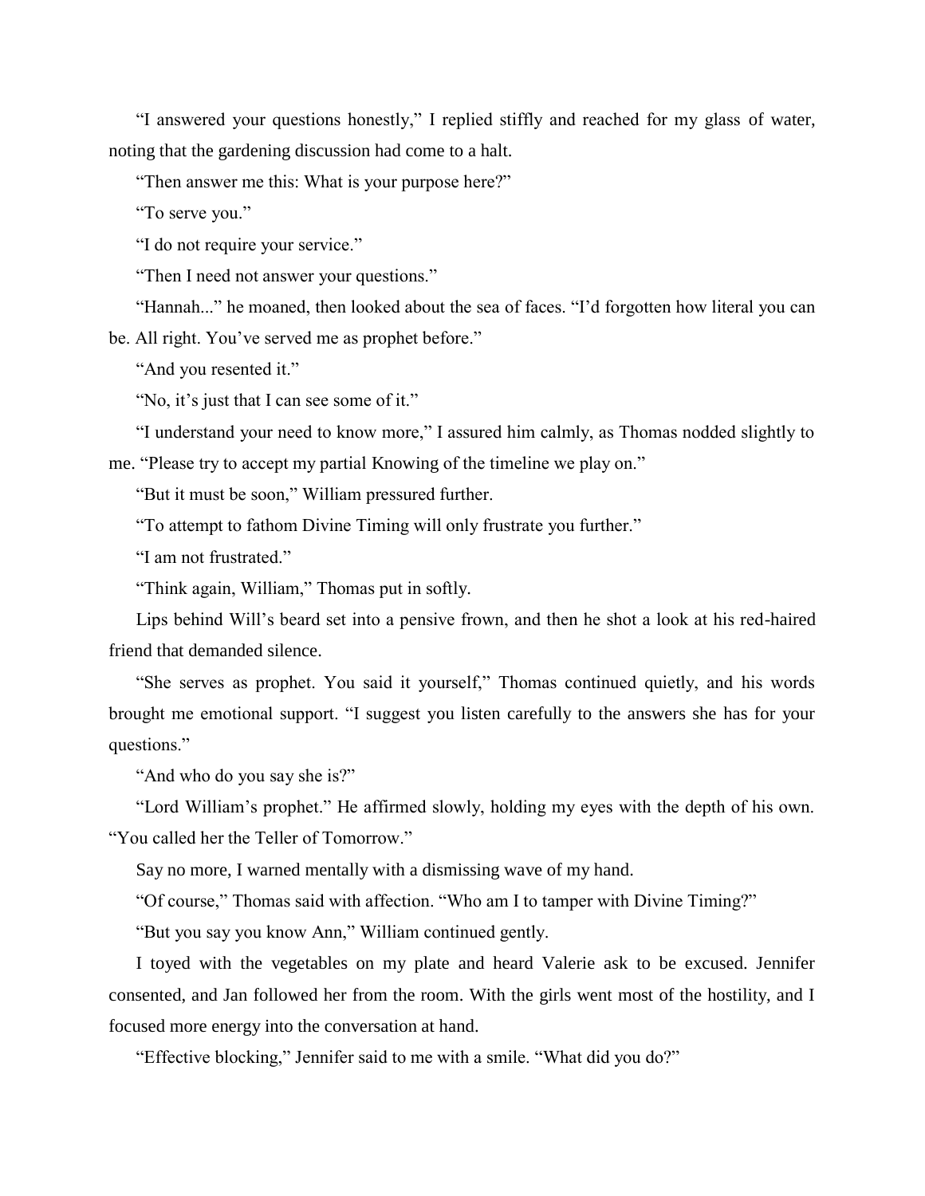"I answered your questions honestly," I replied stiffly and reached for my glass of water, noting that the gardening discussion had come to a halt.

"Then answer me this: What is your purpose here?"

"To serve you."

"I do not require your service."

"Then I need not answer your questions."

"Hannah..." he moaned, then looked about the sea of faces. "I'd forgotten how literal you can be. All right. You've served me as prophet before."

"And you resented it."

"No, it's just that I can see some of it."

"I understand your need to know more," I assured him calmly, as Thomas nodded slightly to me. "Please try to accept my partial Knowing of the timeline we play on."

"But it must be soon," William pressured further.

"To attempt to fathom Divine Timing will only frustrate you further."

"I am not frustrated."

"Think again, William," Thomas put in softly.

Lips behind Will's beard set into a pensive frown, and then he shot a look at his red-haired friend that demanded silence.

"She serves as prophet. You said it yourself," Thomas continued quietly, and his words brought me emotional support. "I suggest you listen carefully to the answers she has for your questions."

"And who do you say she is?"

"Lord William's prophet." He affirmed slowly, holding my eyes with the depth of his own. "You called her the Teller of Tomorrow."

*Say no more,* I warned mentally with a dismissing wave of my hand.

"Of course," Thomas said with affection. "Who am I to tamper with Divine Timing?"

"But you say you know Ann," William continued gently.

I toyed with the vegetables on my plate and heard Valerie ask to be excused. Jennifer consented, and Jan followed her from the room. With the girls went most of the hostility, and I focused more energy into the conversation at hand.

"Effective blocking," Jennifer said to me with a smile. "What did you do?"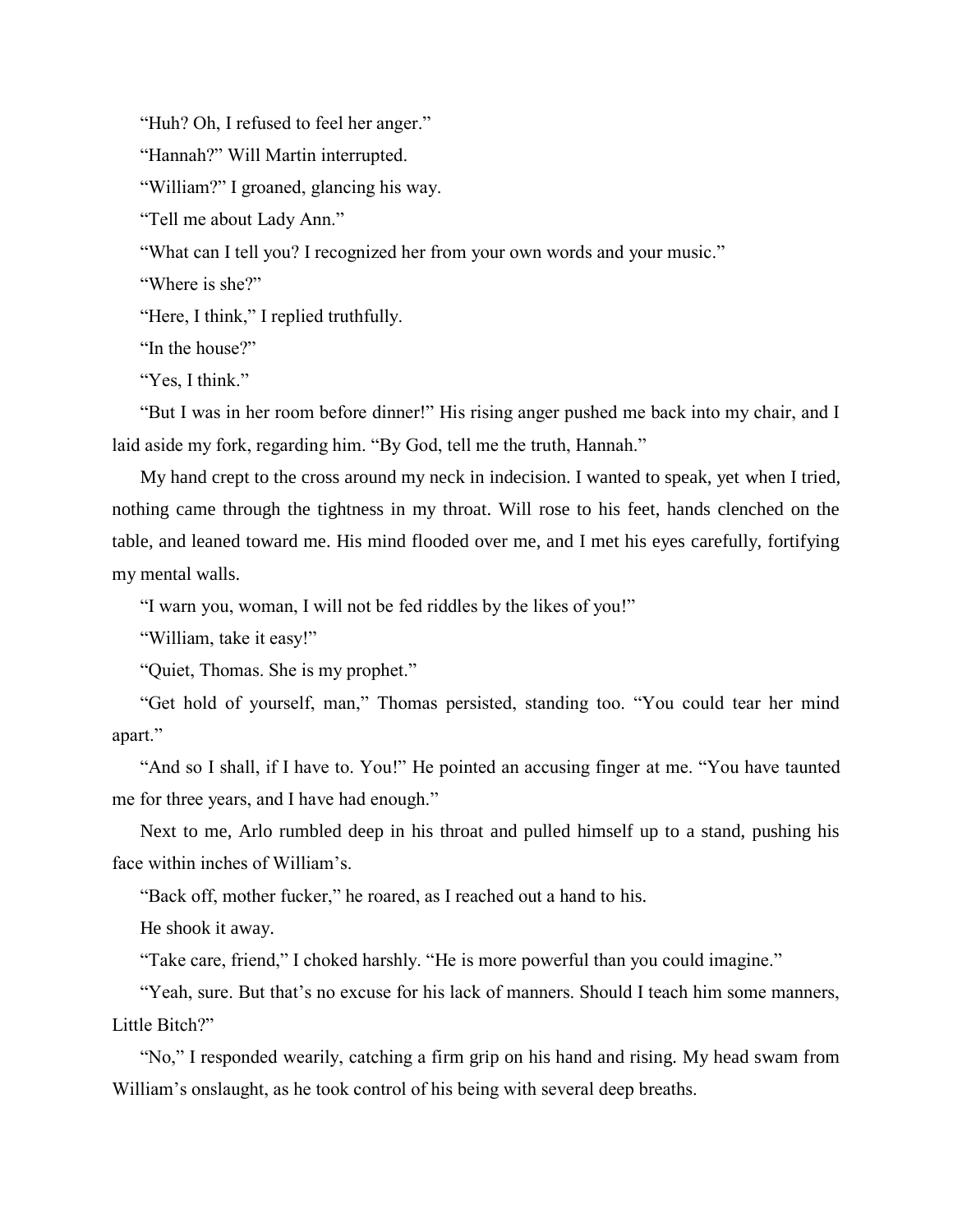"Huh? Oh, I refused to feel her anger."

"Hannah?" Will Martin interrupted.

"William?" I groaned, glancing his way.

"Tell me about Lady Ann."

"What can I tell you? I recognized her from your own words and your music."

"Where is she?"

"Here, I think," I replied truthfully.

"In the house?"

"Yes, I think."

"But I was in her room before dinner!" His rising anger pushed me back into my chair, and I laid aside my fork, regarding him. "By God, tell me the truth, Hannah."

My hand crept to the cross around my neck in indecision. I wanted to speak, yet when I tried, nothing came through the tightness in my throat. Will rose to his feet, hands clenched on the table, and leaned toward me. His mind flooded over me, and I met his eyes carefully, fortifying my mental walls.

"I warn you, woman, I will not be fed riddles by the likes of you!"

"William, take it easy!"

"Quiet, Thomas. She is my prophet."

"Get hold of yourself, man," Thomas persisted, standing too. "You could tear her mind apart."

"And so I shall, if I have to. You!" He pointed an accusing finger at me. "You have taunted me for three years, and I have had enough."

Next to me, Arlo rumbled deep in his throat and pulled himself up to a stand, pushing his face within inches of William's.

"Back off, mother fucker," he roared, as I reached out a hand to his.

He shook it away.

"Take care, friend," I choked harshly. "He is more powerful than you could imagine."

"Yeah, sure. But that's no excuse for his lack of manners. Should I teach him some manners, Little Bitch?"

"No," I responded wearily, catching a firm grip on his hand and rising. My head swam from William's onslaught, as he took control of his being with several deep breaths.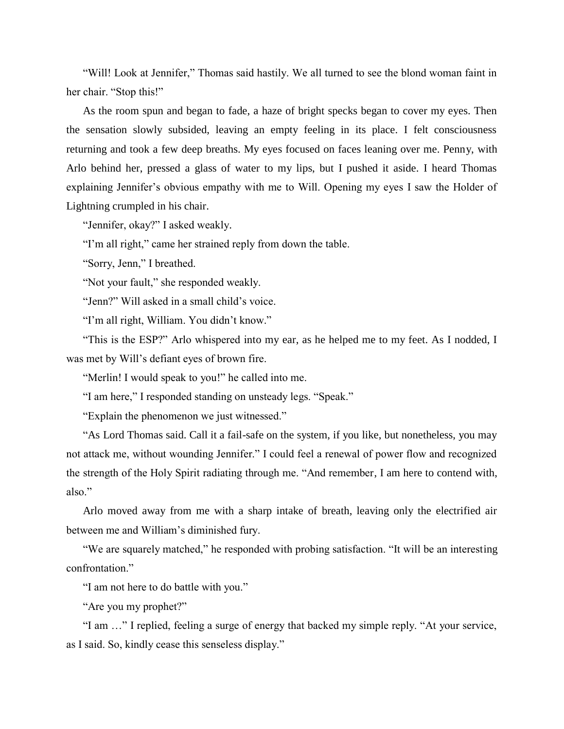"Will! Look at Jennifer," Thomas said hastily. We all turned to see the blond woman faint in her chair. "Stop this!"

As the room spun and began to fade, a haze of bright specks began to cover my eyes. Then the sensation slowly subsided, leaving an empty feeling in its place. I felt consciousness returning and took a few deep breaths. My eyes focused on faces leaning over me. Penny, with Arlo behind her, pressed a glass of water to my lips, but I pushed it aside. I heard Thomas explaining Jennifer's obvious empathy with me to Will. Opening my eyes I saw the Holder of Lightning crumpled in his chair.

"Jennifer, okay?" I asked weakly.

"I'm all right," came her strained reply from down the table.

"Sorry, Jenn," I breathed.

"Not your fault," she responded weakly.

"Jenn?" Will asked in a small child's voice.

"I'm all right, William. You didn't know."

"This is the ESP?" Arlo whispered into my ear, as he helped me to my feet. As I nodded, I was met by Will's defiant eyes of brown fire.

"Merlin! I would speak to you!" he called into me.

"I am here," I responded standing on unsteady legs. "Speak."

"Explain the phenomenon we just witnessed."

"As Lord Thomas said. Call it a fail-safe on the system, if you like, but nonetheless, you may not attack me, without wounding Jennifer." I could feel a renewal of power flow and recognized the strength of the Holy Spirit radiating through me. "And remember, I am here to contend with, also."

Arlo moved away from me with a sharp intake of breath, leaving only the electrified air between me and William's diminished fury.

"We are squarely matched," he responded with probing satisfaction. "It will be an interesting confrontation."

"I am not here to do battle with you."

"Are you my prophet?"

"I am …" I replied, feeling a surge of energy that backed my simple reply. "At your service, as I said. So, kindly cease this senseless display."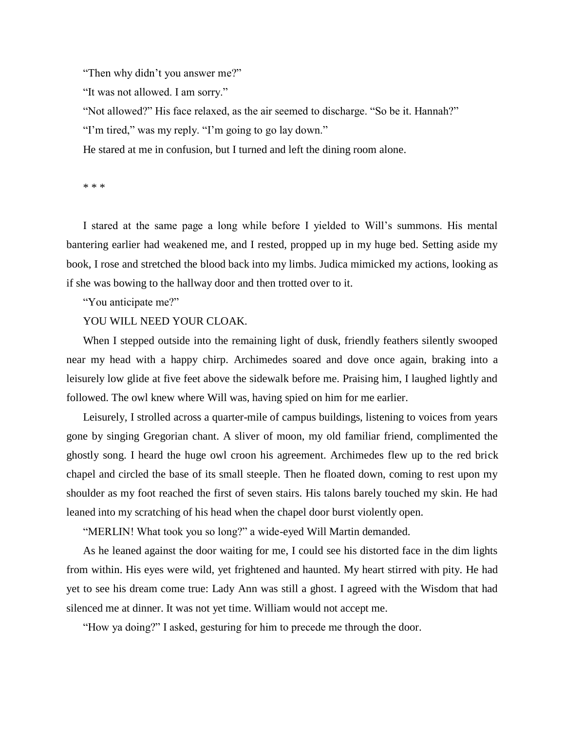"Then why didn't you answer me?"

"It was not allowed. I am sorry."

"Not allowed?" His face relaxed, as the air seemed to discharge. "So be it. Hannah?"

"I'm tired," was my reply. "I'm going to go lay down."

He stared at me in confusion, but I turned and left the dining room alone.

* * *

I stared at the same page a long while before I yielded to Will's summons. His mental bantering earlier had weakened me, and I rested, propped up in my huge bed. Setting aside my book, I rose and stretched the blood back into my limbs. Judica mimicked my actions, looking as if she was bowing to the hallway door and then trotted over to it.

"You anticipate me?"

YOU WILL NEED YOUR CLOAK.

When I stepped outside into the remaining light of dusk, friendly feathers silently swooped near my head with a happy chirp. Archimedes soared and dove once again, braking into a leisurely low glide at five feet above the sidewalk before me. Praising him, I laughed lightly and followed. The owl knew where Will was, having spied on him for me earlier.

Leisurely, I strolled across a quarter-mile of campus buildings, listening to voices from years gone by singing Gregorian chant. A sliver of moon, my old familiar friend, complimented the ghostly song. I heard the huge owl croon his agreement. Archimedes flew up to the red brick chapel and circled the base of its small steeple. Then he floated down, coming to rest upon my shoulder as my foot reached the first of seven stairs. His talons barely touched my skin. He had leaned into my scratching of his head when the chapel door burst violently open.

"MERLIN! What took you so long?" a wide-eyed Will Martin demanded.

As he leaned against the door waiting for me, I could see his distorted face in the dim lights from within. His eyes were wild, yet frightened and haunted. My heart stirred with pity. He had yet to see his dream come true: Lady Ann was still a ghost. I agreed with the Wisdom that had silenced me at dinner. It was not yet time. William would not accept me.

"How ya doing?" I asked, gesturing for him to precede me through the door.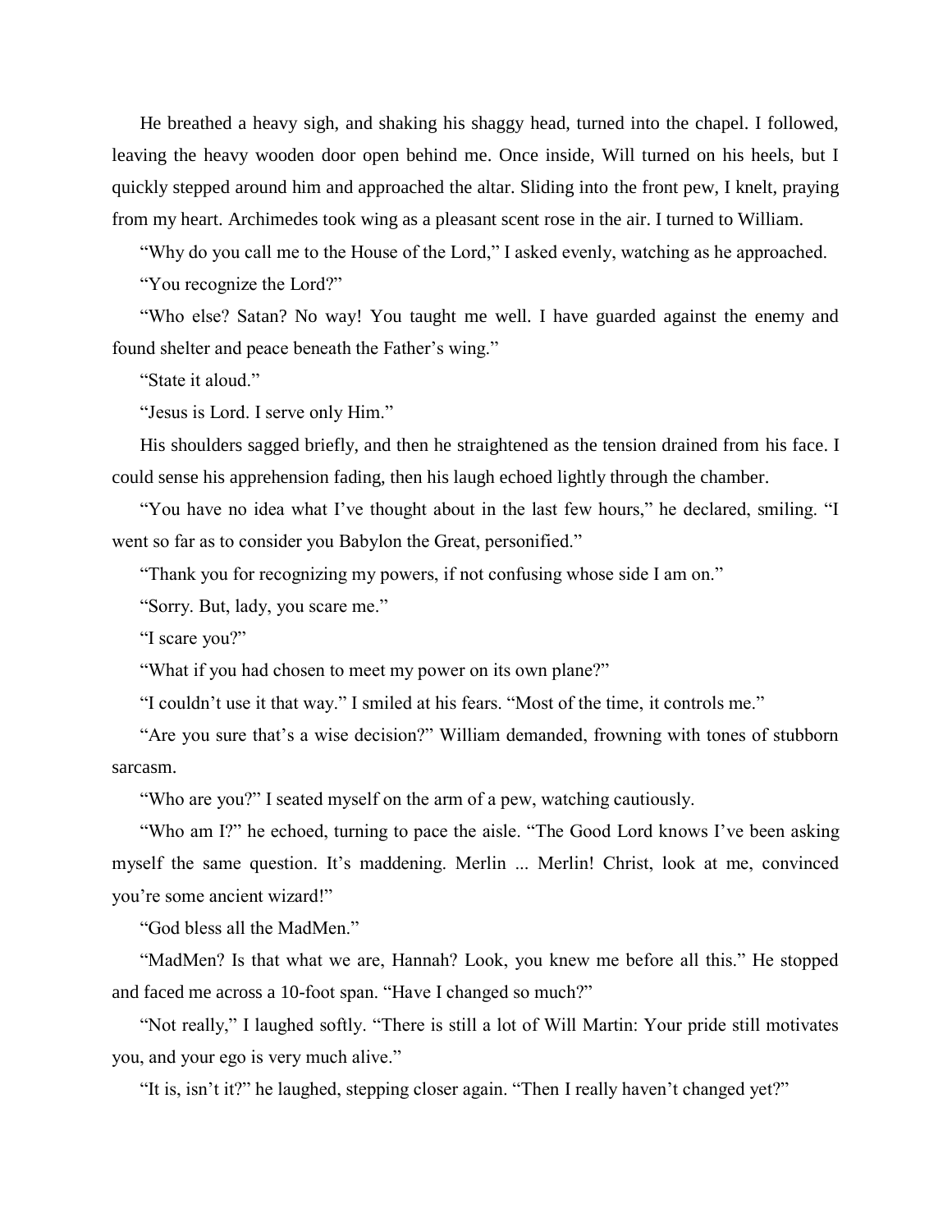He breathed a heavy sigh, and shaking his shaggy head, turned into the chapel. I followed, leaving the heavy wooden door open behind me. Once inside, Will turned on his heels, but I quickly stepped around him and approached the altar. Sliding into the front pew, I knelt, praying from my heart. Archimedes took wing as a pleasant scent rose in the air. I turned to William.

"Why do you call me to the House of the Lord," I asked evenly, watching as he approached.

"You recognize the Lord?"

"Who else? Satan? No way! You taught me well. I have guarded against the enemy and found shelter and peace beneath the Father's wing."

"State it aloud."

"Jesus is Lord. I serve only Him."

His shoulders sagged briefly, and then he straightened as the tension drained from his face. I could sense his apprehension fading, then his laugh echoed lightly through the chamber.

"You have no idea what I've thought about in the last few hours," he declared, smiling. "I went so far as to consider you Babylon the Great, personified."

"Thank you for recognizing my powers, if not confusing whose side I am on."

"Sorry. But, lady, you scare me."

"I scare you?"

"What if you had chosen to meet my power on its own plane?"

"I couldn't use it that way." I smiled at his fears. "Most of the time, it controls me."

"Are you sure that's a wise decision?" William demanded, frowning with tones of stubborn sarcasm.

"Who are you?" I seated myself on the arm of a pew, watching cautiously.

"Who am I?" he echoed, turning to pace the aisle. "The Good Lord knows I've been asking myself the same question. It's maddening. Merlin ... Merlin! Christ, look at me, convinced you're some ancient wizard!"

"God bless all the MadMen."

"MadMen? Is that what we are, Hannah? Look, you knew me before all this." He stopped and faced me across a 10-foot span. "Have I changed so much?"

"Not really," I laughed softly. "There is still a lot of Will Martin: Your pride still motivates you, and your ego is very much alive."

"It is, isn't it?" he laughed, stepping closer again. "Then I really haven't changed yet?"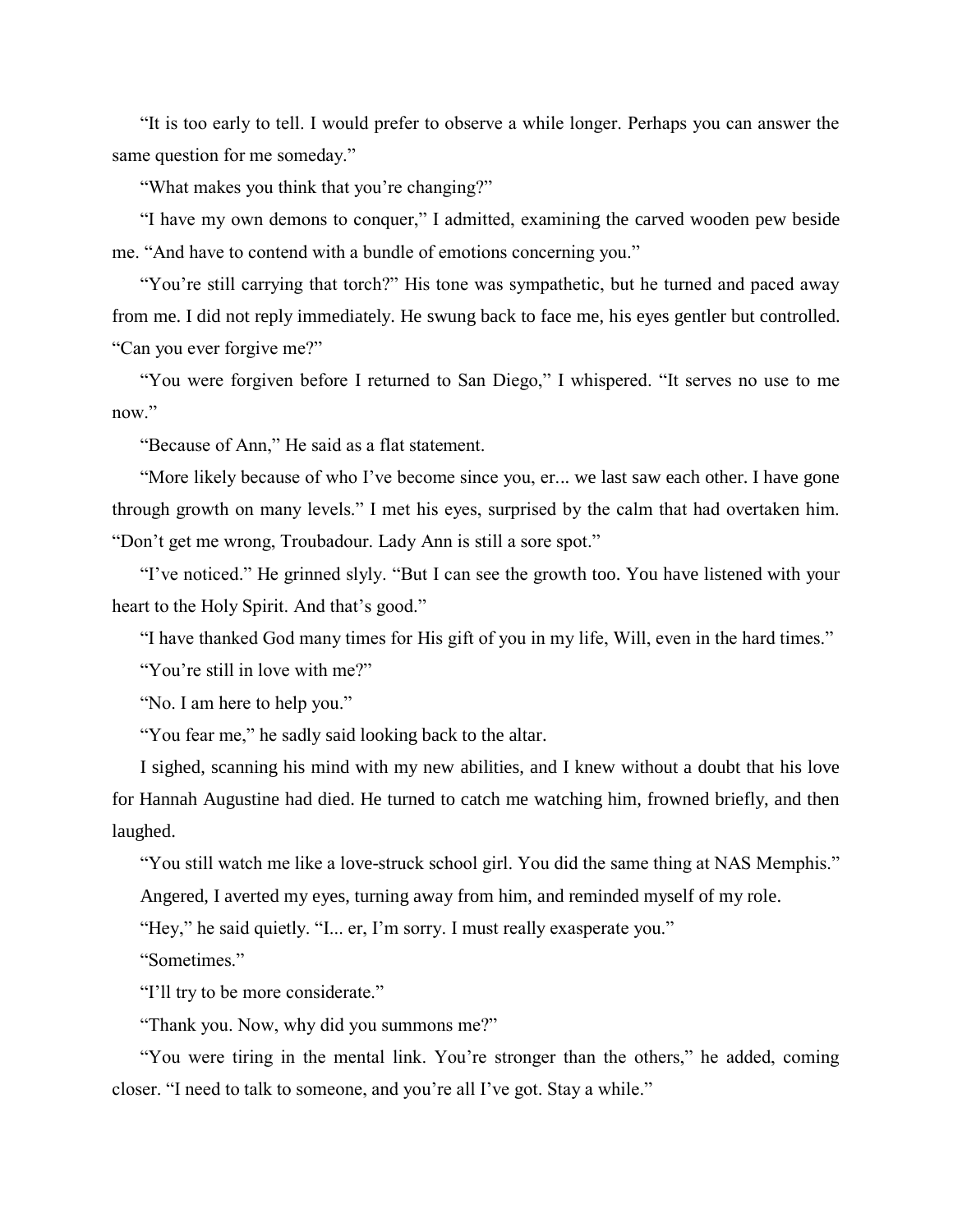"It is too early to tell. I would prefer to observe a while longer. Perhaps you can answer the same question for me someday."

"What makes you think that you're changing?"

"I have my own demons to conquer," I admitted, examining the carved wooden pew beside me. "And have to contend with a bundle of emotions concerning you."

"You're still carrying that torch?" His tone was sympathetic, but he turned and paced away from me. I did not reply immediately. He swung back to face me, his eyes gentler but controlled. "Can you ever forgive me?"

"You were forgiven before I returned to San Diego," I whispered. "It serves no use to me now."

"Because of Ann," He said as a flat statement.

"More likely because of who I've become since you, er... we last saw each other. I have gone through growth on many levels." I met his eyes, surprised by the calm that had overtaken him. "Don't get me wrong, Troubadour. Lady Ann is still a sore spot."

"I've noticed." He grinned slyly. "But I can see the growth too. You have listened with your heart to the Holy Spirit. And that's good."

"I have thanked God many times for His gift of you in my life, Will, even in the hard times."

"You're still in love with me?"

"No. I am here to help you."

"You fear me," he sadly said looking back to the altar.

I sighed, scanning his mind with my new abilities, and I knew without a doubt that his love for Hannah Augustine had died. He turned to catch me watching him, frowned briefly, and then laughed.

"You still watch me like a love-struck school girl. You did the same thing at NAS Memphis."

Angered, I averted my eyes, turning away from him, and reminded myself of my role.

"Hey," he said quietly. "I... er, I'm sorry. I must really exasperate you."

"Sometimes."

"I'll try to be more considerate."

"Thank you. Now, why did you summons me?"

"You were tiring in the mental link. You're stronger than the others," he added, coming closer. "I need to talk to someone, and you're all I've got. Stay a while."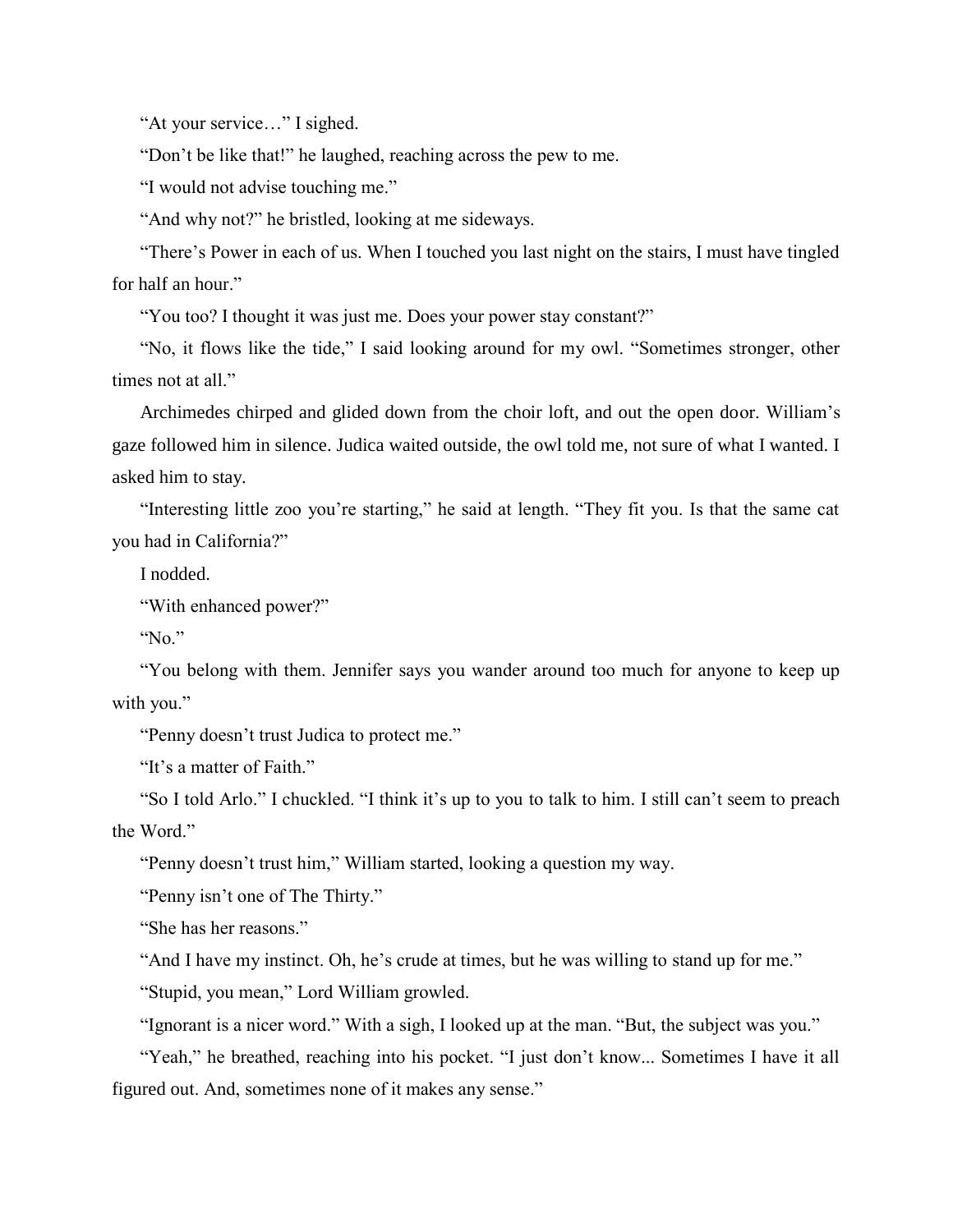"At your service…" I sighed.

"Don't be like that!" he laughed, reaching across the pew to me.

"I would not advise touching me."

"And why not?" he bristled, looking at me sideways.

"There's Power in each of us. When I touched you last night on the stairs, I must have tingled for half an hour."

"You too? I thought it was just me. Does your power stay constant?"

"No, it flows like the tide," I said looking around for my owl. "Sometimes stronger, other times not at all."

Archimedes chirped and glided down from the choir loft, and out the open door. William's gaze followed him in silence. Judica waited outside, the owl told me, not sure of what I wanted. I asked him to stay.

"Interesting little zoo you're starting," he said at length. "They fit you. Is that the same cat you had in California?"

I nodded.

"With enhanced power?"

"No."

"You belong with them. Jennifer says you wander around too much for anyone to keep up with you."

"Penny doesn't trust Judica to protect me."

"It's a matter of Faith."

"So I told Arlo." I chuckled. "I think it's up to you to talk to him. I still can't seem to preach the Word."

"Penny doesn't trust him," William started, looking a question my way.

"Penny isn't one of The Thirty."

"She has her reasons."

"And I have my instinct. Oh, he's crude at times, but he was willing to stand up for me."

"Stupid, you mean," Lord William growled.

"Ignorant is a nicer word." With a sigh, I looked up at the man. "But, the subject was you."

"Yeah," he breathed, reaching into his pocket. "I just don't know... Sometimes I have it all figured out. And, sometimes none of it makes any sense."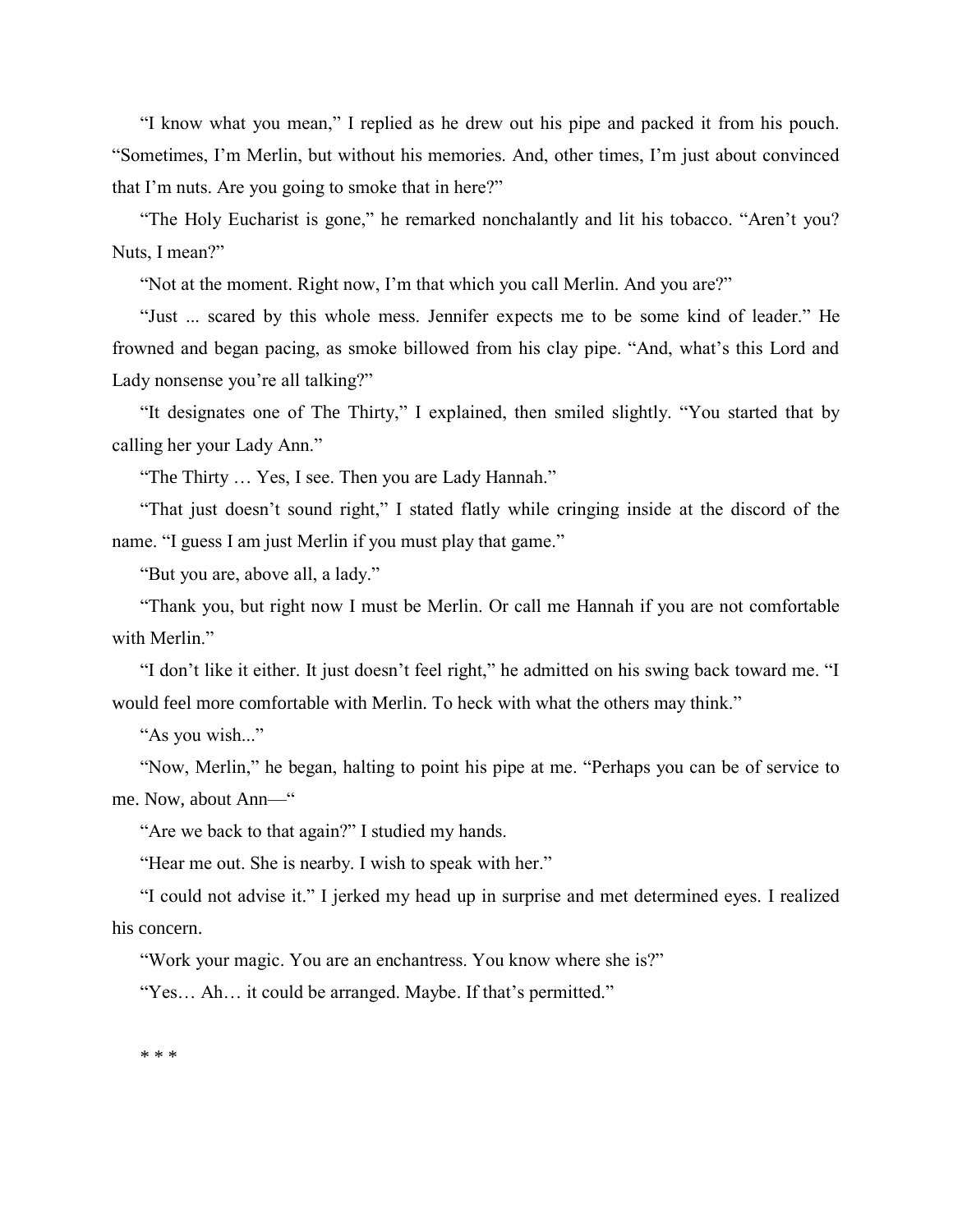"I know what you mean," I replied as he drew out his pipe and packed it from his pouch. "Sometimes, I'm Merlin, but without his memories. And, other times, I'm just about convinced that I'm nuts. Are you going to smoke that in here?"

"The Holy Eucharist is gone," he remarked nonchalantly and lit his tobacco. "Aren't you? Nuts, I mean?"

"Not at the moment. Right now, I'm that which you call Merlin. And you are?"

"Just ... scared by this whole mess. Jennifer expects me to be some kind of leader." He frowned and began pacing, as smoke billowed from his clay pipe. "And, what's this Lord and Lady nonsense you're all talking?"

"It designates one of The Thirty," I explained, then smiled slightly. "You started that by calling her your Lady Ann."

"The Thirty … Yes, I see. Then you are Lady Hannah."

"That just doesn't sound right," I stated flatly while cringing inside at the discord of the name. "I guess I am just Merlin if you must play that game."

"But you are, above all, a lady."

"Thank you, but right now I must be Merlin. Or call me Hannah if you are not comfortable with Merlin."

"I don't like it either. It just doesn't feel right," he admitted on his swing back toward me. "I would feel more comfortable with Merlin. To heck with what the others may think."

"As you wish..."

"Now, Merlin," he began, halting to point his pipe at me. "Perhaps you can be of service to me. Now, about Ann—"

"Are we back to that again?" I studied my hands.

"Hear me out. She is nearby. I wish to speak with her."

"I could not advise it." I jerked my head up in surprise and met determined eyes. I realized his concern.

"Work your magic. You are an enchantress. You know where she is?"

"Yes… Ah… it could be arranged. Maybe. If that's permitted."

\* \* \*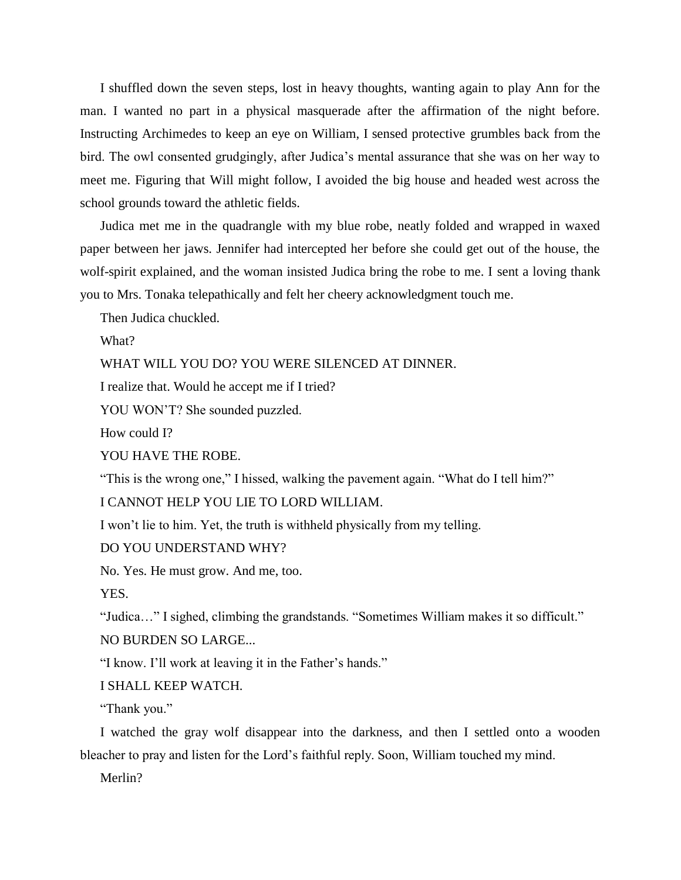I shuffled down the seven steps, lost in heavy thoughts, wanting again to play Ann for the man. I wanted no part in a physical masquerade after the affirmation of the night before. Instructing Archimedes to keep an eye on William, I sensed protective grumbles back from the bird. The owl consented grudgingly, after Judica's mental assurance that she was on her way to meet me. Figuring that Will might follow, I avoided the big house and headed west across the school grounds toward the athletic fields.

Judica met me in the quadrangle with my blue robe, neatly folded and wrapped in waxed paper between her jaws. Jennifer had intercepted her before she could get out of the house, the wolf-spirit explained, and the woman insisted Judica bring the robe to me. I sent a loving thank you to Mrs. Tonaka telepathically and felt her cheery acknowledgment touch me.

Then Judica chuckled.

What?

WHAT WILL YOU DO? YOU WERE SILENCED AT DINNER.

I realize that. Would he accept me if I tried?

YOU WON'T? She sounded puzzled.

How could I?

YOU HAVE THE ROBE.

"This is the wrong one," I hissed, walking the pavement again. "What do I tell him?"

I CANNOT HELP YOU LIE TO LORD WILLIAM.

I won't lie to him. Yet, the truth is withheld physically from my telling.

DO YOU UNDERSTAND WHY?

No. Yes. He must grow. And me, too.

YES.

"Judica…" I sighed, climbing the grandstands. "Sometimes William makes it so difficult."

NO BURDEN SO LARGE...

"I know. I'll work at leaving it in the Father's hands."

I SHALL KEEP WATCH.

"Thank you."

I watched the gray wolf disappear into the darkness, and then I settled onto a wooden bleacher to pray and listen for the Lord's faithful reply. Soon, William touched my mind.

Merlin?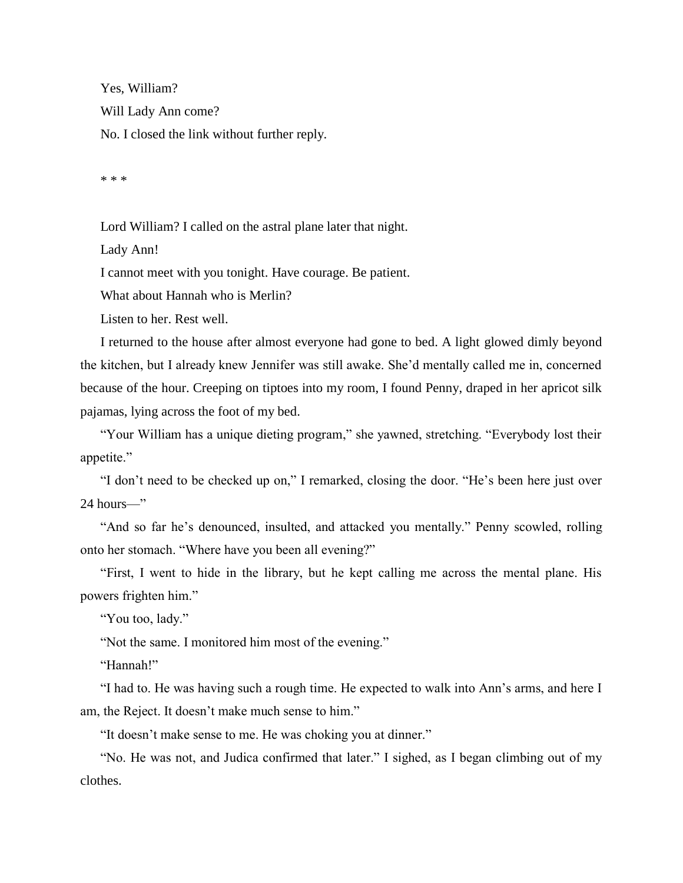Yes, William?

Will Lady Ann come?

No. I closed the link without further reply.

* * *

Lord William? I called on the astral plane later that night.

Lady Ann!

I cannot meet with you tonight. Have courage. Be patient.

What about Hannah who is Merlin?

Listen to her. Rest well.

I returned to the house after almost everyone had gone to bed. A light glowed dimly beyond the kitchen, but I already knew Jennifer was still awake. She'd mentally called me in, concerned because of the hour. Creeping on tiptoes into my room, I found Penny, draped in her apricot silk pajamas, lying across the foot of my bed.

"Your William has a unique dieting program," she yawned, stretching. "Everybody lost their appetite."

"I don't need to be checked up on," I remarked, closing the door. "He's been here just over 24 hours—"

"And so far he's denounced, insulted, and attacked you mentally." Penny scowled, rolling onto her stomach. "Where have you been all evening?"

"First, I went to hide in the library, but he kept calling me across the mental plane. His powers frighten him."

"You too, lady."

"Not the same. I monitored him most of the evening."

"Hannah!"

"I had to. He was having such a rough time. He expected to walk into Ann's arms, and here I am, the Reject. It doesn't make much sense to him."

"It doesn't make sense to me. He was choking you at dinner."

"No. He was not, and Judica confirmed that later." I sighed, as I began climbing out of my clothes.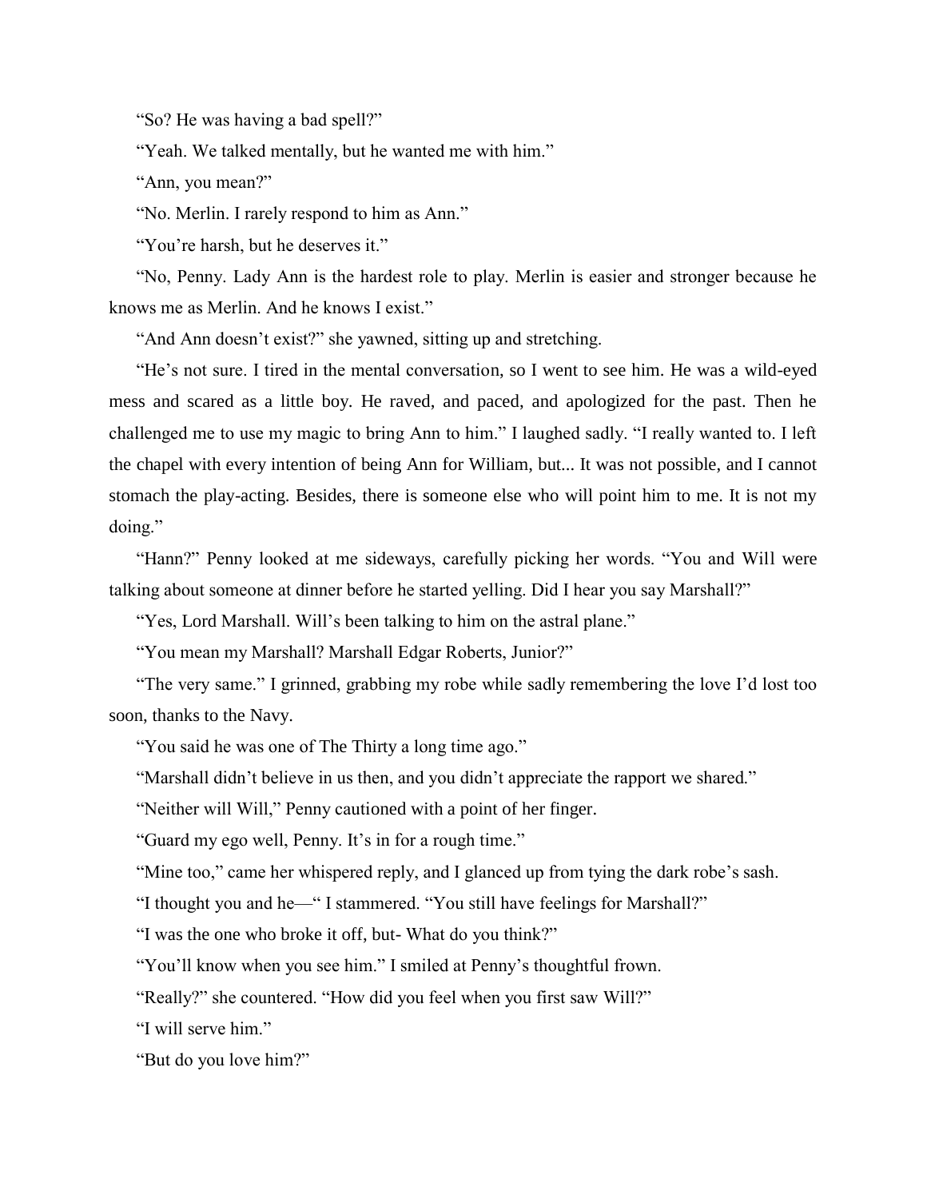"So? He was having a bad spell?"

"Yeah. We talked mentally, but he wanted me with him."

"Ann, you mean?"

"No. Merlin. I rarely respond to him as Ann."

"You're harsh, but he deserves it."

"No, Penny. Lady Ann is the hardest role to play. Merlin is easier and stronger because he knows me as Merlin. And he knows I exist."

"And Ann doesn't exist?" she yawned, sitting up and stretching.

"He's not sure. I tired in the mental conversation, so I went to see him. He was a wild-eyed mess and scared as a little boy. He raved, and paced, and apologized for the past. Then he challenged me to use my magic to bring Ann to him." I laughed sadly. "I really wanted to. I left the chapel with every intention of being Ann for William, but... It was not possible, and I cannot stomach the play-acting. Besides, there is someone else who will point him to me. It is not my doing."

"Hann?" Penny looked at me sideways, carefully picking her words. "You and Will were talking about someone at dinner before he started yelling. Did I hear you say Marshall?"

"Yes, Lord Marshall. Will's been talking to him on the astral plane."

"You mean my Marshall? Marshall Edgar Roberts, Junior?"

"The very same." I grinned, grabbing my robe while sadly remembering the love I'd lost too soon, thanks to the Navy.

"You said he was one of The Thirty a long time ago."

"Marshall didn't believe in us then, and you didn't appreciate the rapport we shared."

"Neither will Will," Penny cautioned with a point of her finger.

"Guard my ego well, Penny. It's in for a rough time."

"Mine too," came her whispered reply, and I glanced up from tying the dark robe's sash.

"I thought you and he—" I stammered. "You still have feelings for Marshall?"

"I was the one who broke it off, but- What do you think?"

"You'll know when you see him." I smiled at Penny's thoughtful frown.

"Really?" she countered. "How did you feel when you first saw Will?"

"I will serve him."

"But do you love him?"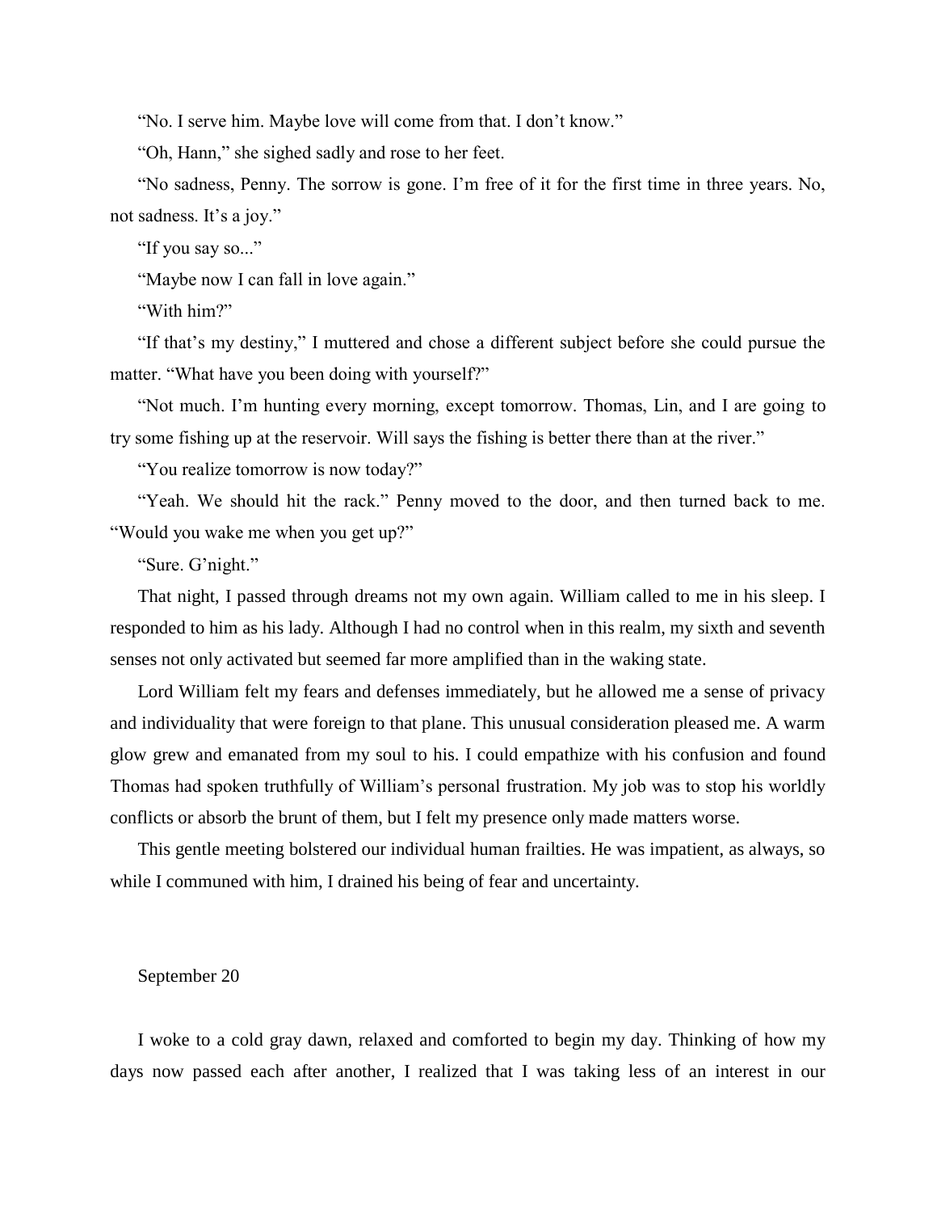"No. I serve him. Maybe love will come from that. I don't know."

"Oh, Hann," she sighed sadly and rose to her feet.

"No sadness, Penny. The sorrow is gone. I'm free of it for the first time in three years. No, not sadness. It's a joy."

"If you say so..."

"Maybe now I can fall in love again."

"With him?"

"If that's my destiny," I muttered and chose a different subject before she could pursue the matter. "What have you been doing with yourself?"

"Not much. I'm hunting every morning, except tomorrow. Thomas, Lin, and I are going to try some fishing up at the reservoir. Will says the fishing is better there than at the river."

"You realize tomorrow is now today?"

"Yeah. We should hit the rack." Penny moved to the door, and then turned back to me. "Would you wake me when you get up?"

"Sure. G'night."

That night, I passed through dreams not my own again. William called to me in his sleep. I responded to him as his lady. Although I had no control when in this realm, my sixth and seventh senses not only activated but seemed far more amplified than in the waking state.

Lord William felt my fears and defenses immediately, but he allowed me a sense of privacy and individuality that were foreign to that plane. This unusual consideration pleased me. A warm glow grew and emanated from my soul to his. I could empathize with his confusion and found Thomas had spoken truthfully of William's personal frustration. My job was to stop his worldly conflicts or absorb the brunt of them, but I felt my presence only made matters worse.

This gentle meeting bolstered our individual human frailties. He was impatient, as always, so while I communed with him, I drained his being of fear and uncertainty.

September 20

I woke to a cold gray dawn, relaxed and comforted to begin my day. Thinking of how my days now passed each after another, I realized that I was taking less of an interest in our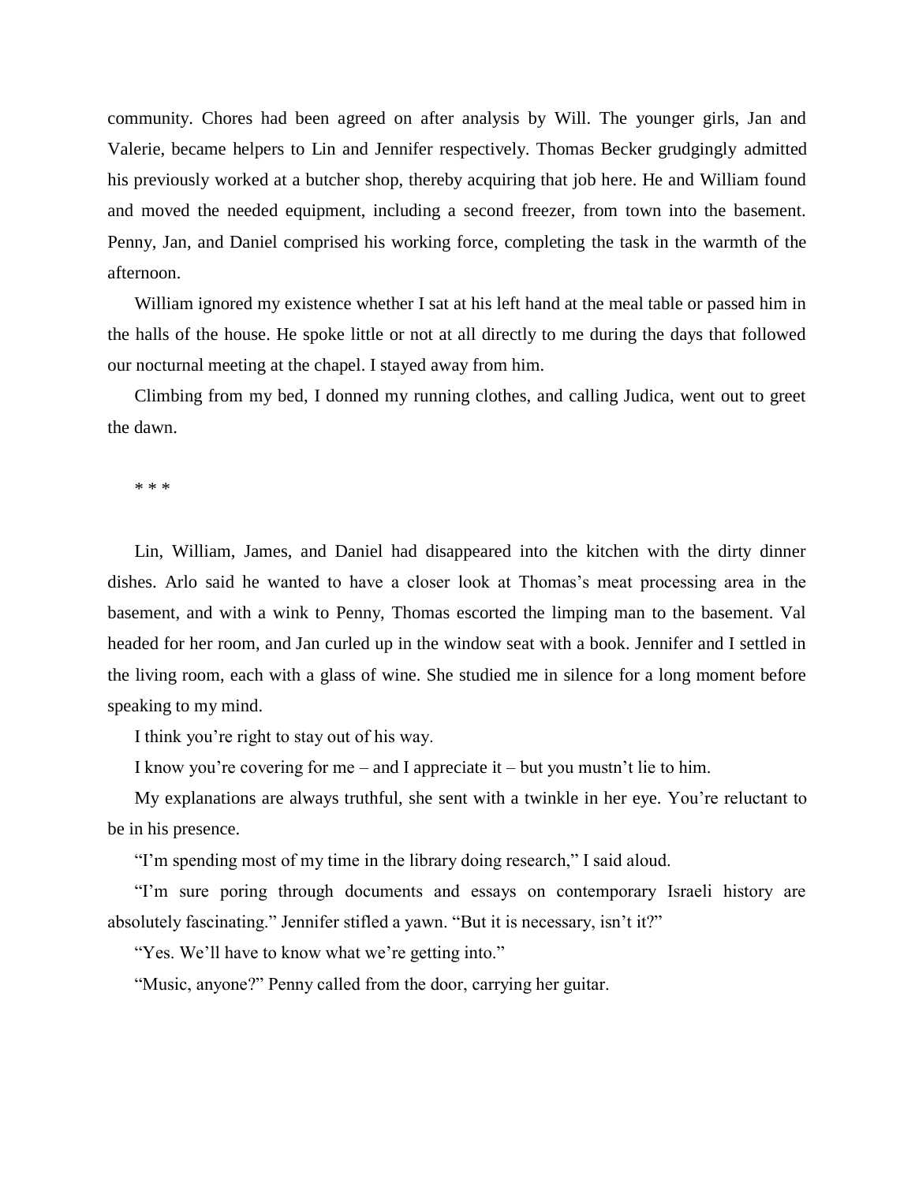community. Chores had been agreed on after analysis by Will. The younger girls, Jan and Valerie, became helpers to Lin and Jennifer respectively. Thomas Becker grudgingly admitted his previously worked at a butcher shop, thereby acquiring that job here. He and William found and moved the needed equipment, including a second freezer, from town into the basement. Penny, Jan, and Daniel comprised his working force, completing the task in the warmth of the afternoon.

William ignored my existence whether I sat at his left hand at the meal table or passed him in the halls of the house. He spoke little or not at all directly to me during the days that followed our nocturnal meeting at the chapel. I stayed away from him.

Climbing from my bed, I donned my running clothes, and calling Judica, went out to greet the dawn.

* * *

Lin, William, James, and Daniel had disappeared into the kitchen with the dirty dinner dishes. Arlo said he wanted to have a closer look at Thomas's meat processing area in the basement, and with a wink to Penny, Thomas escorted the limping man to the basement. Val headed for her room, and Jan curled up in the window seat with a book. Jennifer and I settled in the living room, each with a glass of wine. She studied me in silence for a long moment before speaking to my mind.

I think you're right to stay out of his way.

I know you're covering for me – and I appreciate it – but you mustn't lie to him.

My explanations are always truthful, she sent with a twinkle in her eye. You're reluctant to be in his presence.

"I'm spending most of my time in the library doing research," I said aloud.

"I'm sure poring through documents and essays on contemporary Israeli history are absolutely fascinating." Jennifer stifled a yawn. "But it is necessary, isn't it?"

"Yes. We'll have to know what we're getting into."

"Music, anyone?" Penny called from the door, carrying her guitar.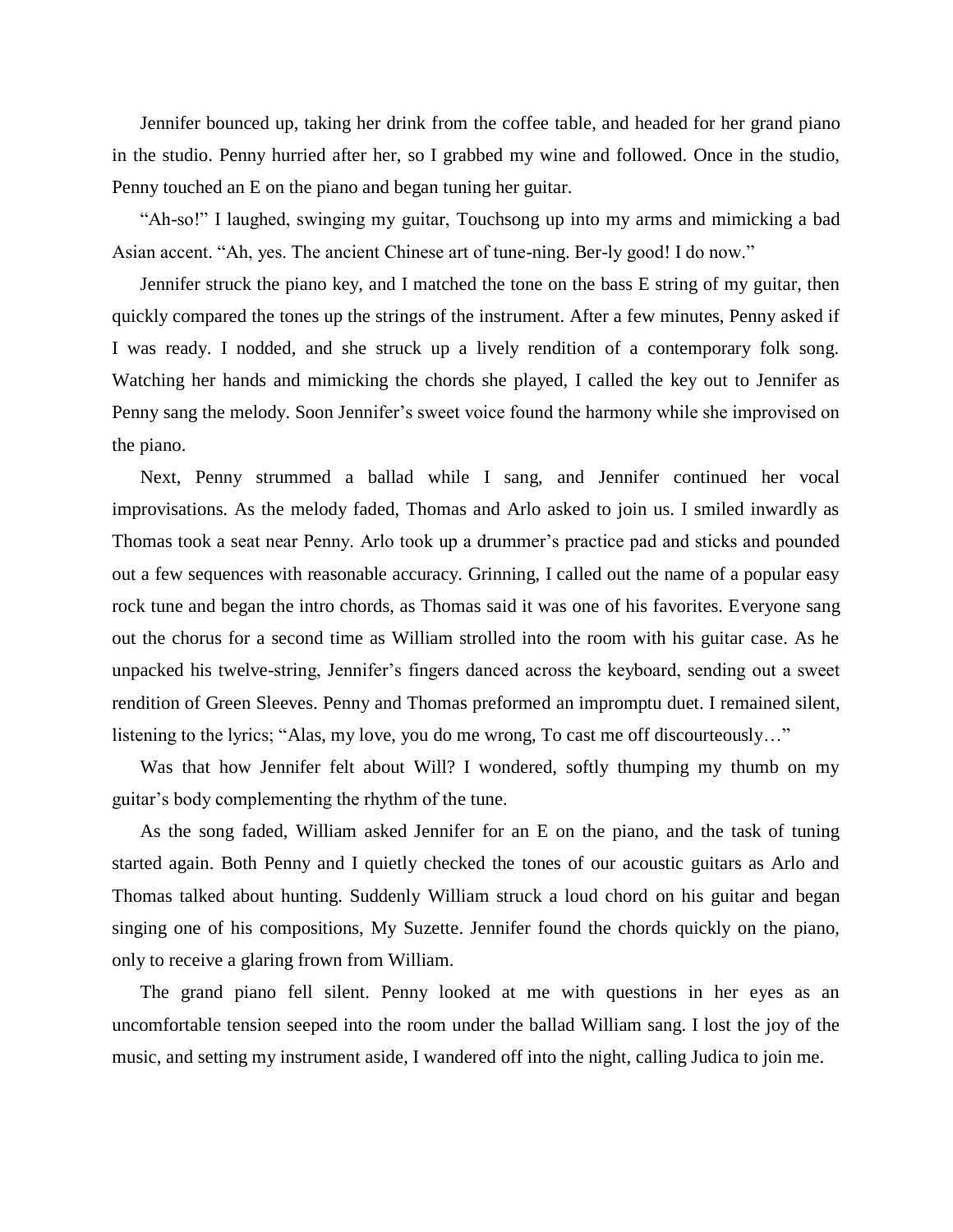Jennifer bounced up, taking her drink from the coffee table, and headed for her grand piano in the studio. Penny hurried after her, so I grabbed my wine and followed. Once in the studio, Penny touched an E on the piano and began tuning her guitar.

"Ah-so!" I laughed, swinging my guitar, Touchsong up into my arms and mimicking a bad Asian accent. "Ah, yes. The ancient Chinese art of tune-ning. Ber-ly good! I do now."

Jennifer struck the piano key, and I matched the tone on the bass E string of my guitar, then quickly compared the tones up the strings of the instrument. After a few minutes, Penny asked if I was ready. I nodded, and she struck up a lively rendition of a contemporary folk song. Watching her hands and mimicking the chords she played, I called the key out to Jennifer as Penny sang the melody. Soon Jennifer's sweet voice found the harmony while she improvised on the piano.

Next, Penny strummed a ballad while I sang, and Jennifer continued her vocal improvisations. As the melody faded, Thomas and Arlo asked to join us. I smiled inwardly as Thomas took a seat near Penny. Arlo took up a drummer's practice pad and sticks and pounded out a few sequences with reasonable accuracy. Grinning, I called out the name of a popular easy rock tune and began the intro chords, as Thomas said it was one of his favorites. Everyone sang out the chorus for a second time as William strolled into the room with his guitar case. As he unpacked his twelve-string, Jennifer's fingers danced across the keyboard, sending out a sweet rendition of Green Sleeves. Penny and Thomas preformed an impromptu duet. I remained silent, listening to the lyrics; "Alas, my love, you do me wrong, To cast me off discourteously…"

Was that how Jennifer felt about Will? I wondered, softly thumping my thumb on my guitar's body complementing the rhythm of the tune.

As the song faded, William asked Jennifer for an E on the piano, and the task of tuning started again. Both Penny and I quietly checked the tones of our acoustic guitars as Arlo and Thomas talked about hunting. Suddenly William struck a loud chord on his guitar and began singing one of his compositions, My Suzette. Jennifer found the chords quickly on the piano, only to receive a glaring frown from William.

The grand piano fell silent. Penny looked at me with questions in her eyes as an uncomfortable tension seeped into the room under the ballad William sang. I lost the joy of the music, and setting my instrument aside, I wandered off into the night, calling Judica to join me.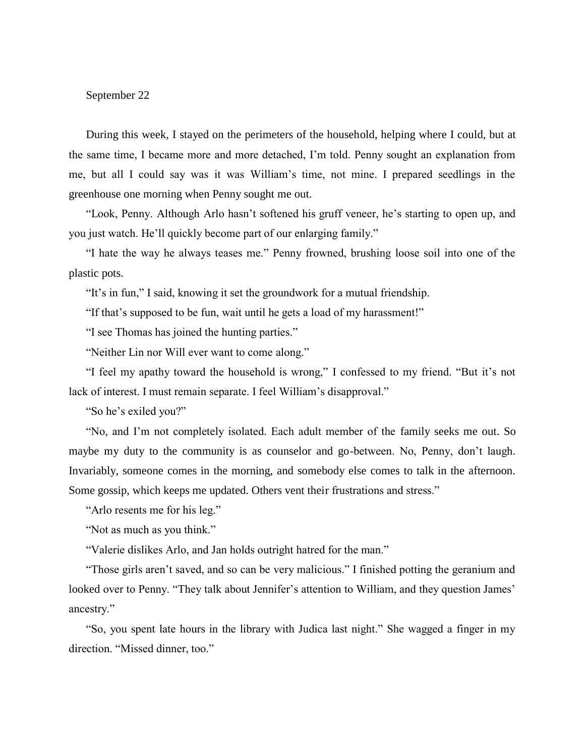September 22

During this week, I stayed on the perimeters of the household, helping where I could, but at the same time, I became more and more detached, I'm told. Penny sought an explanation from me, but all I could say was it was William's time, not mine. I prepared seedlings in the greenhouse one morning when Penny sought me out.

"Look, Penny. Although Arlo hasn't softened his gruff veneer, he's starting to open up, and you just watch. He'll quickly become part of our enlarging family."

"I hate the way he always teases me." Penny frowned, brushing loose soil into one of the plastic pots.

"It's in fun," I said, knowing it set the groundwork for a mutual friendship.

"If that's supposed to be fun, wait until he gets a load of my harassment!"

"I see Thomas has joined the hunting parties."

"Neither Lin nor Will ever want to come along."

"I feel my apathy toward the household is wrong," I confessed to my friend. "But it's not lack of interest. I must remain separate. I feel William's disapproval."

"So he's exiled you?"

"No, and I'm not completely isolated. Each adult member of the family seeks me out. So maybe my duty to the community is as counselor and go-between. No, Penny, don't laugh. Invariably, someone comes in the morning, and somebody else comes to talk in the afternoon. Some gossip, which keeps me updated. Others vent their frustrations and stress."

"Arlo resents me for his leg."

"Not as much as you think."

"Valerie dislikes Arlo, and Jan holds outright hatred for the man."

"Those girls aren't saved, and so can be very malicious." I finished potting the geranium and looked over to Penny. "They talk about Jennifer's attention to William, and they question James' ancestry."

"So, you spent late hours in the library with Judica last night." She wagged a finger in my direction. "Missed dinner, too."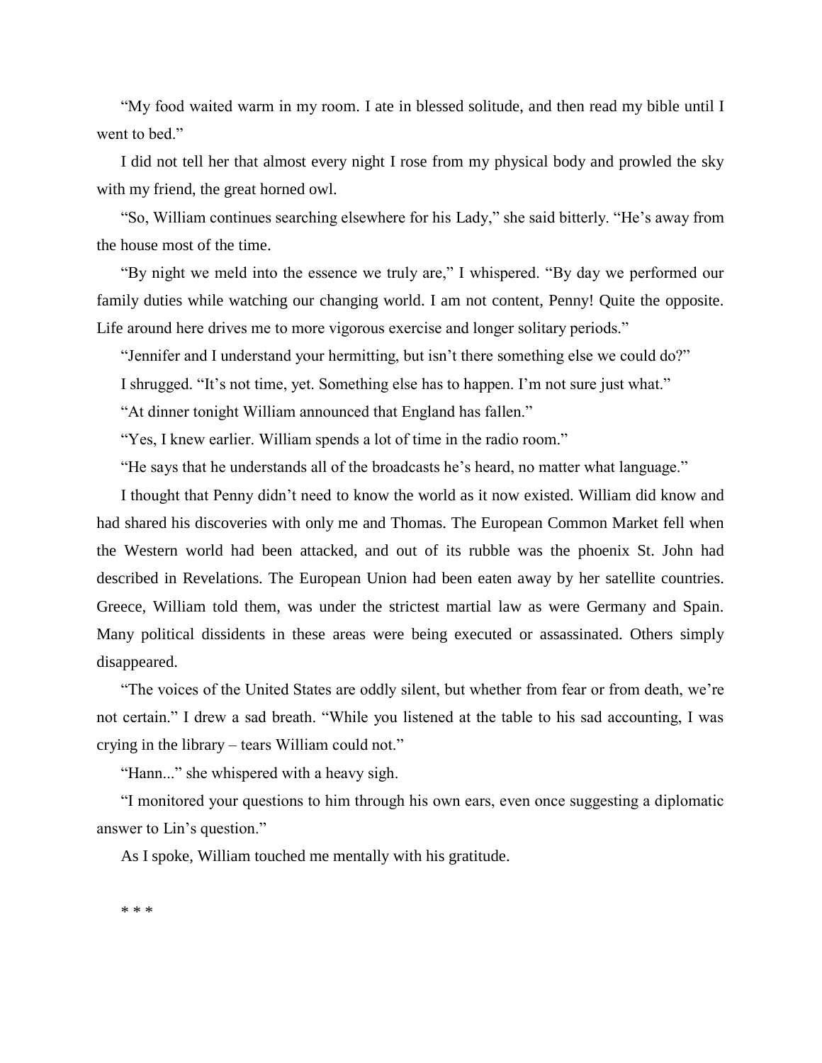"My food waited warm in my room. I ate in blessed solitude, and then read my bible until I went to bed."

I did not tell her that almost every night I rose from my physical body and prowled the sky with my friend, the great horned owl.

"So, William continues searching elsewhere for his Lady," she said bitterly. "He's away from the house most of the time.

"By night we meld into the essence we truly are," I whispered. "By day we performed our family duties while watching our changing world. I am not content, Penny! Quite the opposite. Life around here drives me to more vigorous exercise and longer solitary periods."

"Jennifer and I understand your hermitting, but isn't there something else we could do?"

I shrugged. "It's not time, yet. Something else has to happen. I'm not sure just what."

"At dinner tonight William announced that England has fallen."

"Yes, I knew earlier. William spends a lot of time in the radio room."

"He says that he understands all of the broadcasts he's heard, no matter what language."

I thought that Penny didn't need to know the world as it now existed. William did know and had shared his discoveries with only me and Thomas. The European Common Market fell when the Western world had been attacked, and out of its rubble was the phoenix St. John had described in Revelations. The European Union had been eaten away by her satellite countries. Greece, William told them, was under the strictest martial law as were Germany and Spain. Many political dissidents in these areas were being executed or assassinated. Others simply disappeared.

"The voices of the United States are oddly silent, but whether from fear or from death, we're not certain." I drew a sad breath. "While you listened at the table to his sad accounting, I was crying in the library – tears William could not."

"Hann..." she whispered with a heavy sigh.

"I monitored your questions to him through his own ears, even once suggesting a diplomatic answer to Lin's question."

As I spoke, William touched me mentally with his gratitude.

* * *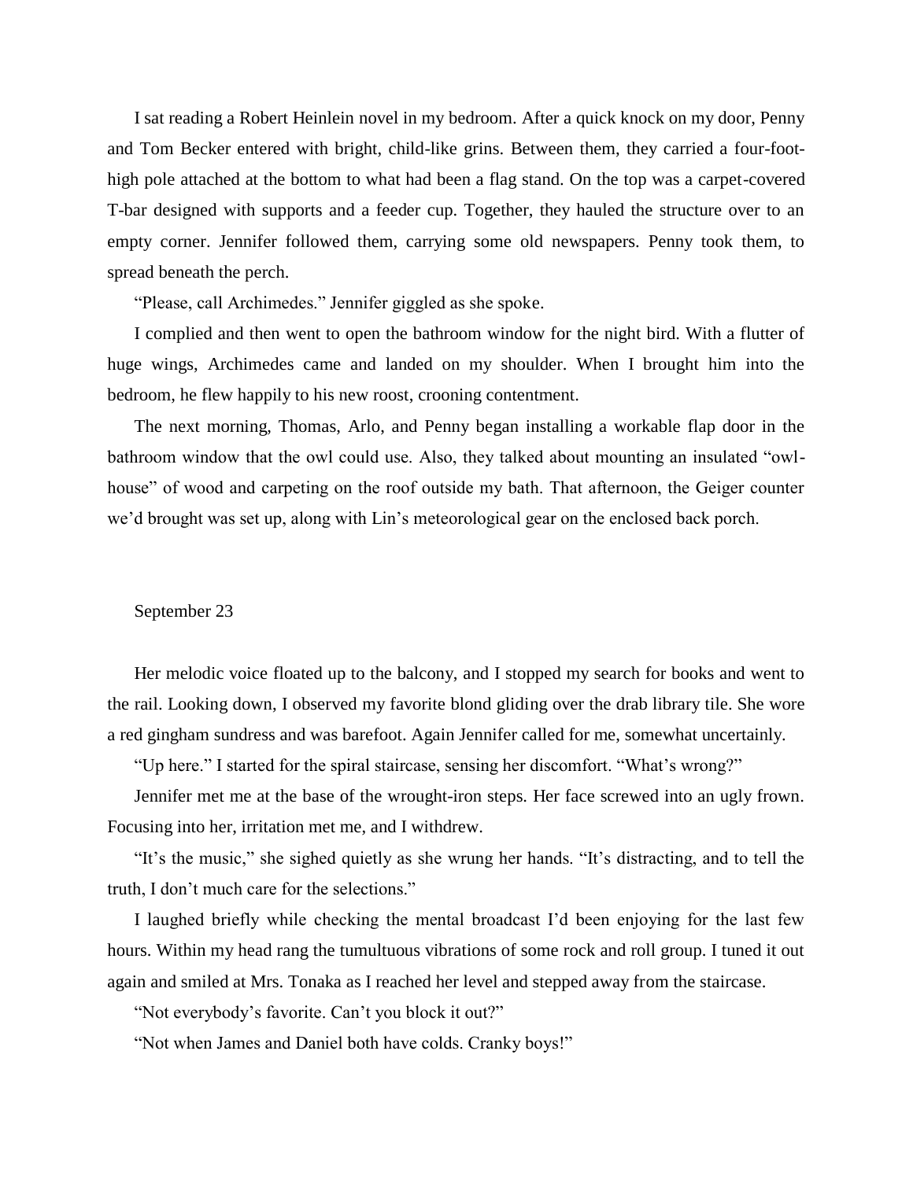I sat reading a Robert Heinlein novel in my bedroom. After a quick knock on my door, Penny and Tom Becker entered with bright, child-like grins. Between them, they carried a four-foot-high pole attached at the bottom to what had been a flag stand. On the top was a carpet-covered T-bar designed with supports and a feeder cup. Together, they hauled the structure over to an empty corner. Jennifer followed them, carrying some old newspapers. Penny took them, to spread beneath the perch.

"Please, call Archimedes." Jennifer giggled as she spoke.

I complied and then went to open the bathroom window for the night bird. With a flutter of huge wings, Archimedes came and landed on my shoulder. When I brought him into the bedroom, he flew happily to his new roost, crooning contentment.

The next morning, Thomas, Arlo, and Penny began installing a workable flap door in the bathroom window that the owl could use. Also, they talked about mounting an insulated "owl-house" of wood and carpeting on the roof outside my bath. That afternoon, the Geiger counter we'd brought was set up, along with Lin's meteorological gear on the enclosed back porch.

September 23

Her melodic voice floated up to the balcony, and I stopped my search for books and went to the rail. Looking down, I observed my favorite blond gliding over the drab library tile. She wore a red gingham sundress and was barefoot. Again Jennifer called for me, somewhat uncertainly.

"Up here." I started for the spiral staircase, sensing her discomfort. "What's wrong?"

Jennifer met me at the base of the wrought-iron steps. Her face screwed into an ugly frown. Focusing into her, irritation met me, and I withdrew.

"It's the music," she sighed quietly as she wrung her hands. "It's distracting, and to tell the truth, I don't much care for the selections."

I laughed briefly while checking the mental broadcast I'd been enjoying for the last few hours. Within my head rang the tumultuous vibrations of some rock and roll group. I tuned it out again and smiled at Mrs. Tonaka as I reached her level and stepped away from the staircase.

"Not everybody's favorite. Can't you block it out?"

"Not when James and Daniel both have colds. Cranky boys!"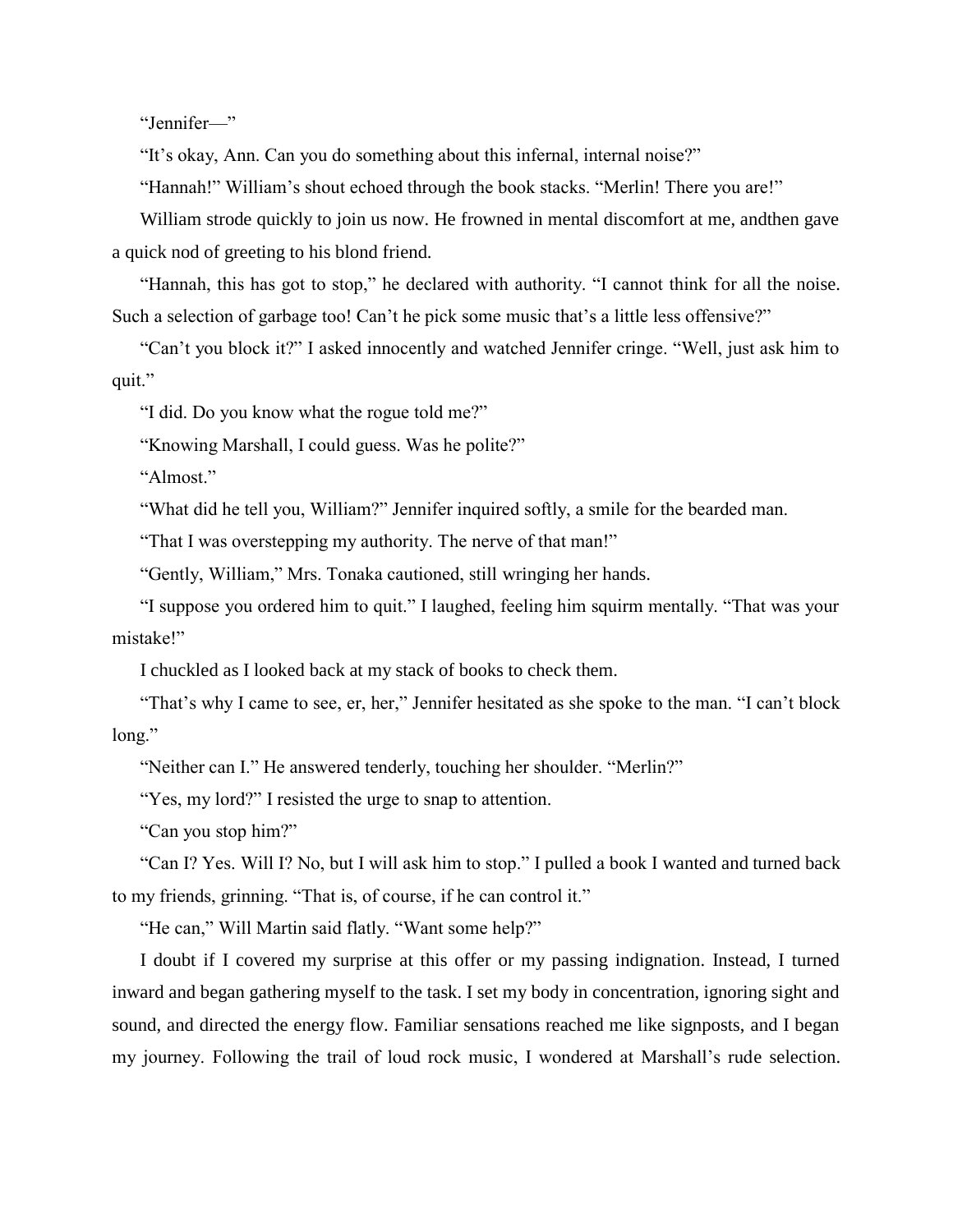"Jennifer—"

"It's okay, Ann. Can you do something about this infernal, internal noise?"

"Hannah!" William's shout echoed through the book stacks. "Merlin! There you are!"

William strode quickly to join us now. He frowned in mental discomfort at me, andthen gave a quick nod of greeting to his blond friend.

"Hannah, this has got to stop," he declared with authority. "I cannot think for all the noise. Such a selection of garbage too! Can't he pick some music that's a little less offensive?"

"Can't you block it?" I asked innocently and watched Jennifer cringe. "Well, just ask him to quit."

"I did. Do you know what the rogue told me?"

"Knowing Marshall, I could guess. Was he polite?"

"Almost."

"What did he tell you, William?" Jennifer inquired softly, a smile for the bearded man.

"That I was overstepping my authority. The nerve of that man!"

"Gently, William," Mrs. Tonaka cautioned, still wringing her hands.

"I suppose you ordered him to quit." I laughed, feeling him squirm mentally. "That was your mistake!"

I chuckled as I looked back at my stack of books to check them.

"That's why I came to see, er, her," Jennifer hesitated as she spoke to the man. "I can't block long."

"Neither can I." He answered tenderly, touching her shoulder. "Merlin?"

"Yes, my lord?" I resisted the urge to snap to attention.

"Can you stop him?"

"Can I? Yes. Will I? No, but I will ask him to stop." I pulled a book I wanted and turned back to my friends, grinning. "That is, of course, if he can control it."

"He can," Will Martin said flatly. "Want some help?"

I doubt if I covered my surprise at this offer or my passing indignation. Instead, I turned inward and began gathering myself to the task. I set my body in concentration, ignoring sight and sound, and directed the energy flow. Familiar sensations reached me like signposts, and I began my journey. Following the trail of loud rock music, I wondered at Marshall's rude selection.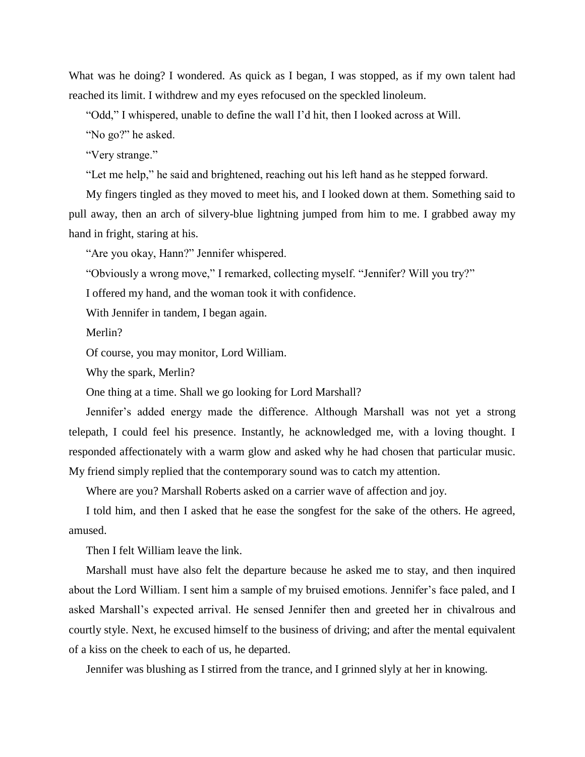What was he doing? I wondered. As quick as I began, I was stopped, as if my own talent had reached its limit. I withdrew and my eyes refocused on the speckled linoleum.

"Odd," I whispered, unable to define the wall I'd hit, then I looked across at Will.

"No go?" he asked.

"Very strange."

"Let me help," he said and brightened, reaching out his left hand as he stepped forward.

My fingers tingled as they moved to meet his, and I looked down at them. Something said to pull away, then an arch of silvery-blue lightning jumped from him to me. I grabbed away my hand in fright, staring at his.

"Are you okay, Hann?" Jennifer whispered.

"Obviously a wrong move," I remarked, collecting myself. "Jennifer? Will you try?"

I offered my hand, and the woman took it with confidence.

With Jennifer in tandem, I began again.

Merlin?

Of course, you may monitor, Lord William.

Why the spark, Merlin?

One thing at a time. Shall we go looking for Lord Marshall?

Jennifer's added energy made the difference. Although Marshall was not yet a strong telepath, I could feel his presence. Instantly, he acknowledged me, with a loving thought. I responded affectionately with a warm glow and asked why he had chosen that particular music. My friend simply replied that the contemporary sound was to catch my attention.

Where are you? Marshall Roberts asked on a carrier wave of affection and joy.

I told him, and then I asked that he ease the songfest for the sake of the others. He agreed, amused.

Then I felt William leave the link.

Marshall must have also felt the departure because he asked me to stay, and then inquired about the Lord William. I sent him a sample of my bruised emotions. Jennifer's face paled, and I asked Marshall's expected arrival. He sensed Jennifer then and greeted her in chivalrous and courtly style. Next, he excused himself to the business of driving; and after the mental equivalent of a kiss on the cheek to each of us, he departed.

Jennifer was blushing as I stirred from the trance, and I grinned slyly at her in knowing.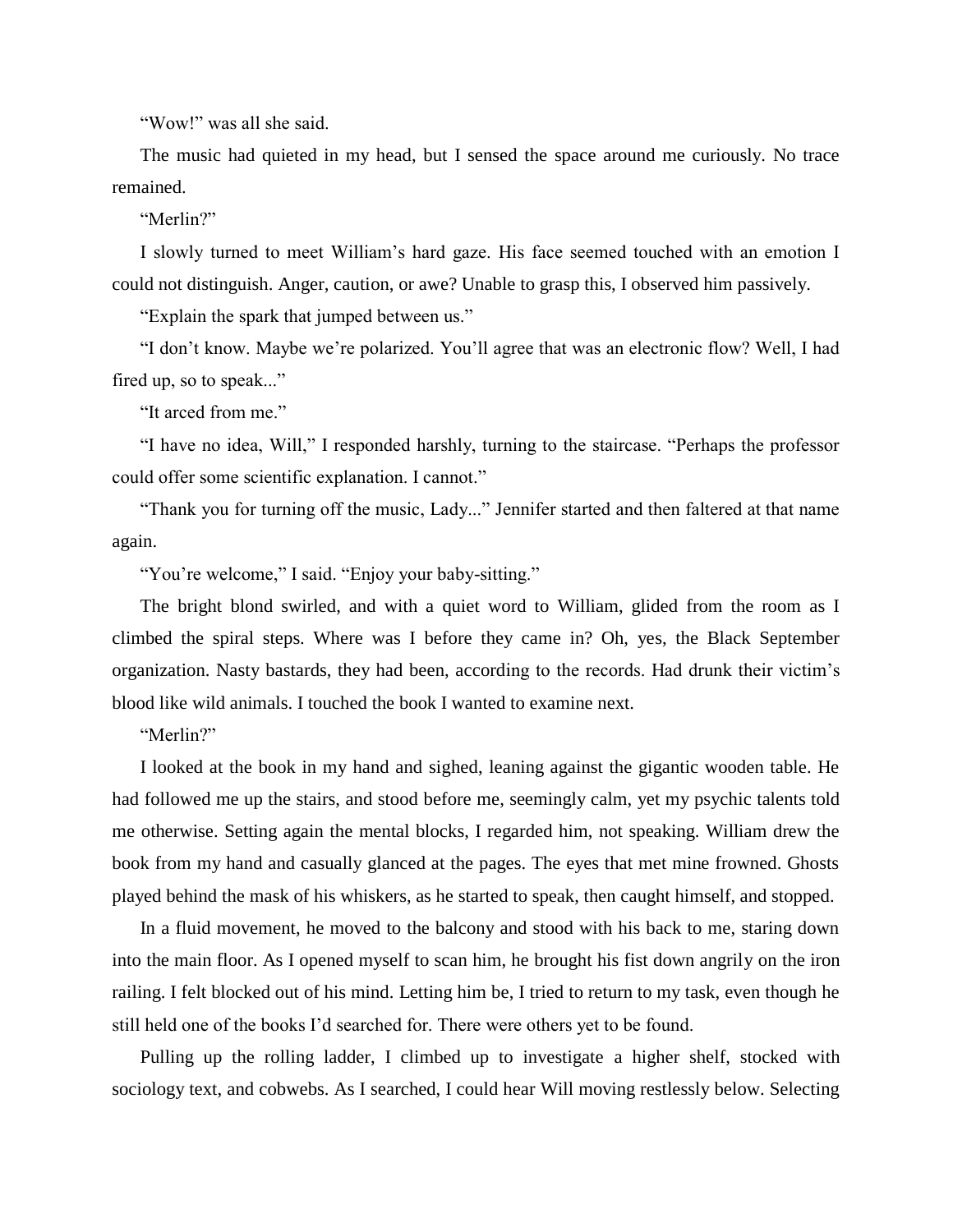"Wow!" was all she said.

The music had quieted in my head, but I sensed the space around me curiously. No trace remained.

"Merlin?"

I slowly turned to meet William's hard gaze. His face seemed touched with an emotion I could not distinguish. Anger, caution, or awe? Unable to grasp this, I observed him passively.

"Explain the spark that jumped between us."

"I don't know. Maybe we're polarized. You'll agree that was an electronic flow? Well, I had fired up, so to speak..."

"It arced from me."

"I have no idea, Will," I responded harshly, turning to the staircase. "Perhaps the professor could offer some scientific explanation. I cannot."

"Thank you for turning off the music, Lady..." Jennifer started and then faltered at that name again.

"You're welcome," I said. "Enjoy your baby-sitting."

The bright blond swirled, and with a quiet word to William, glided from the room as I climbed the spiral steps. Where was I before they came in? Oh, yes, the Black September organization. Nasty bastards, they had been, according to the records. Had drunk their victim's blood like wild animals. I touched the book I wanted to examine next.

"Merlin?"

I looked at the book in my hand and sighed, leaning against the gigantic wooden table. He had followed me up the stairs, and stood before me, seemingly calm, yet my psychic talents told me otherwise. Setting again the mental blocks, I regarded him, not speaking. William drew the book from my hand and casually glanced at the pages. The eyes that met mine frowned. Ghosts played behind the mask of his whiskers, as he started to speak, then caught himself, and stopped.

In a fluid movement, he moved to the balcony and stood with his back to me, staring down into the main floor. As I opened myself to scan him, he brought his fist down angrily on the iron railing. I felt blocked out of his mind. Letting him be, I tried to return to my task, even though he still held one of the books I'd searched for. There were others yet to be found.

Pulling up the rolling ladder, I climbed up to investigate a higher shelf, stocked with sociology text, and cobwebs. As I searched, I could hear Will moving restlessly below. Selecting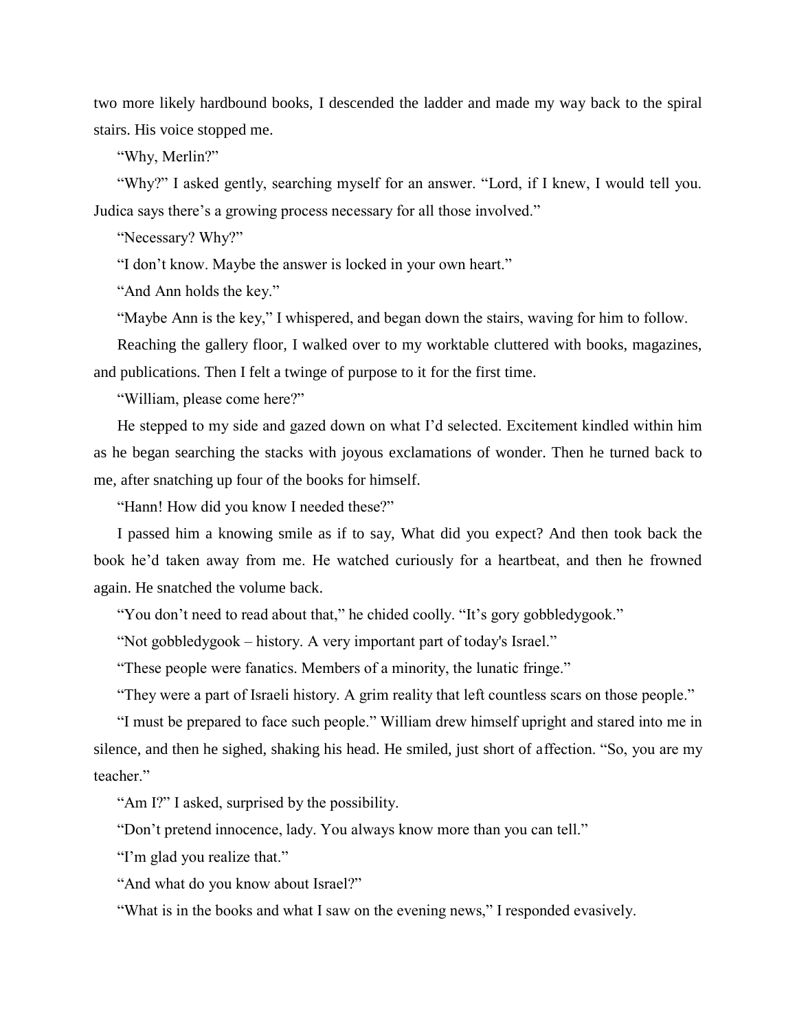two more likely hardbound books, I descended the ladder and made my way back to the spiral stairs. His voice stopped me.

"Why, Merlin?"

"Why?" I asked gently, searching myself for an answer. "Lord, if I knew, I would tell you. Judica says there's a growing process necessary for all those involved."

"Necessary? Why?"

"I don't know. Maybe the answer is locked in your own heart."

"And Ann holds the key."

"Maybe Ann is the key," I whispered, and began down the stairs, waving for him to follow.

Reaching the gallery floor, I walked over to my worktable cluttered with books, magazines, and publications. Then I felt a twinge of purpose to it for the first time.

"William, please come here?"

He stepped to my side and gazed down on what I'd selected. Excitement kindled within him as he began searching the stacks with joyous exclamations of wonder. Then he turned back to me, after snatching up four of the books for himself.

"Hann! How did you know I needed these?"

I passed him a knowing smile as if to say, What did you expect? And then took back the book he'd taken away from me. He watched curiously for a heartbeat, and then he frowned again. He snatched the volume back.

"You don't need to read about that," he chided coolly. "It's gory gobbledygook."

"Not gobbledygook – history. A very important part of today's Israel."

"These people were fanatics. Members of a minority, the lunatic fringe."

"They were a part of Israeli history. A grim reality that left countless scars on those people."

"I must be prepared to face such people." William drew himself upright and stared into me in silence, and then he sighed, shaking his head. He smiled, just short of affection. "So, you are my teacher."

"Am I?" I asked, surprised by the possibility.

"Don't pretend innocence, lady. You always know more than you can tell."

"I'm glad you realize that."

"And what do you know about Israel?"

"What is in the books and what I saw on the evening news," I responded evasively.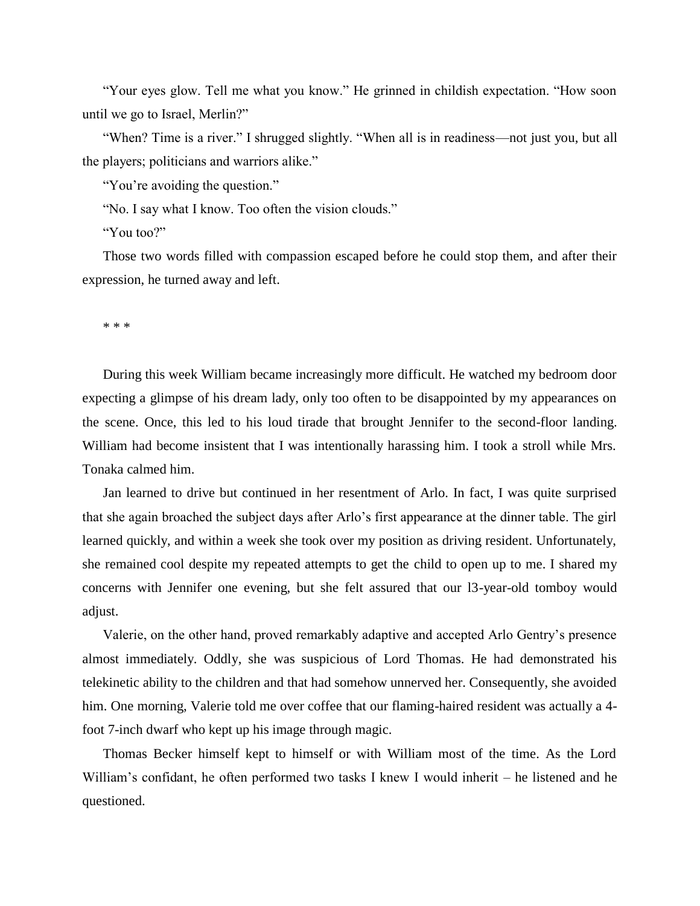"Your eyes glow. Tell me what you know." He grinned in childish expectation. "How soon until we go to Israel, Merlin?"

"When? Time is a river." I shrugged slightly. "When all is in readiness—not just you, but all the players; politicians and warriors alike."

"You're avoiding the question."

"No. I say what I know. Too often the vision clouds."

"You too?"

Those two words filled with compassion escaped before he could stop them, and after their expression, he turned away and left.

* * *

During this week William became increasingly more difficult. He watched my bedroom door expecting a glimpse of his dream lady, only too often to be disappointed by my appearances on the scene. Once, this led to his loud tirade that brought Jennifer to the second-floor landing. William had become insistent that I was intentionally harassing him. I took a stroll while Mrs. Tonaka calmed him.

Jan learned to drive but continued in her resentment of Arlo. In fact, I was quite surprised that she again broached the subject days after Arlo's first appearance at the dinner table. The girl learned quickly, and within a week she took over my position as driving resident. Unfortunately, she remained cool despite my repeated attempts to get the child to open up to me. I shared my concerns with Jennifer one evening, but she felt assured that our l3-year-old tomboy would adjust.

Valerie, on the other hand, proved remarkably adaptive and accepted Arlo Gentry's presence almost immediately. Oddly, she was suspicious of Lord Thomas. He had demonstrated his telekinetic ability to the children and that had somehow unnerved her. Consequently, she avoided him. One morning, Valerie told me over coffee that our flaming-haired resident was actually a 4-foot 7-inch dwarf who kept up his image through magic.

Thomas Becker himself kept to himself or with William most of the time. As the Lord William's confidant, he often performed two tasks I knew I would inherit – he listened and he questioned.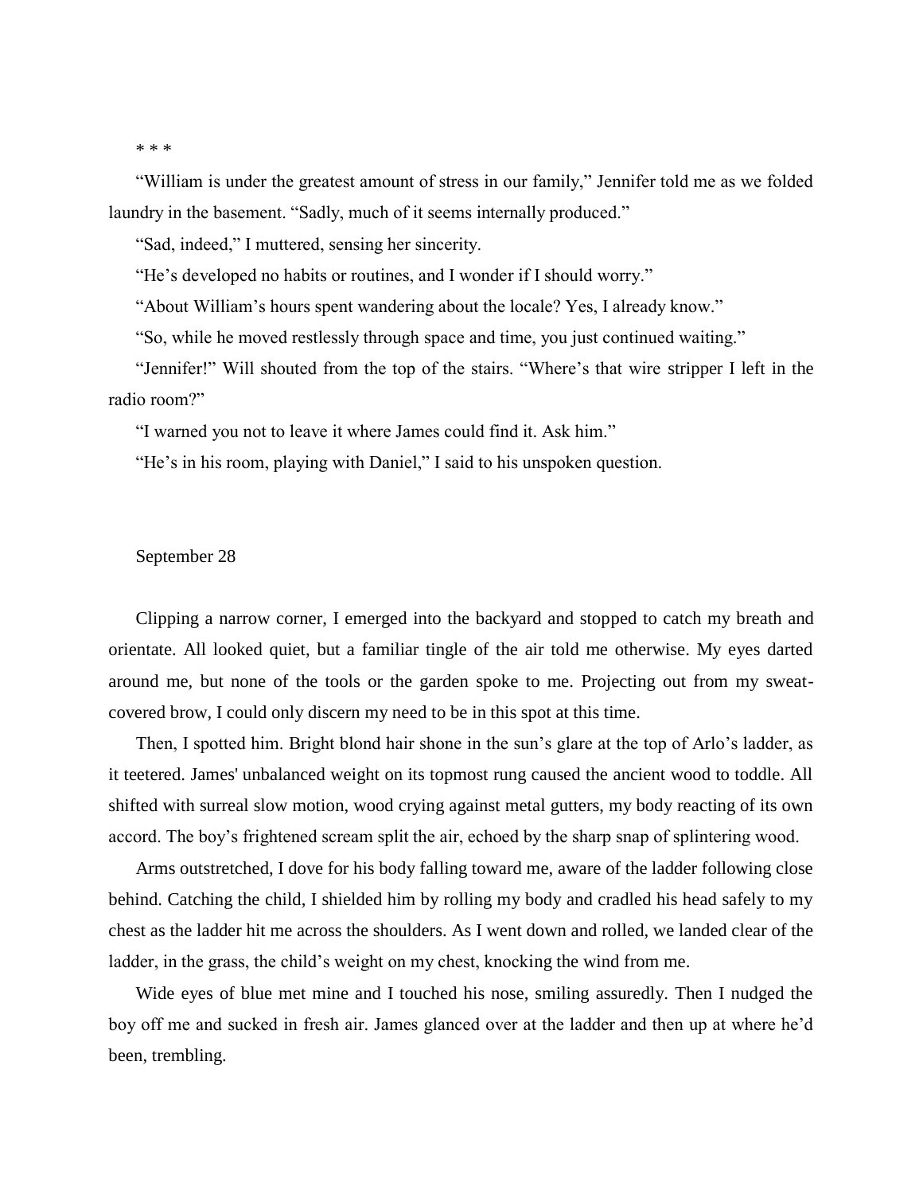* * *

"William is under the greatest amount of stress in our family," Jennifer told me as we folded laundry in the basement. "Sadly, much of it seems internally produced."

"Sad, indeed," I muttered, sensing her sincerity.

"He's developed no habits or routines, and I wonder if I should worry."

"About William's hours spent wandering about the locale? Yes, I already know."

"So, while he moved restlessly through space and time, you just continued waiting."

"Jennifer!" Will shouted from the top of the stairs. "Where's that wire stripper I left in the radio room?"

"I warned you not to leave it where James could find it. Ask him."

"He's in his room, playing with Daniel," I said to his unspoken question.

September 28

Clipping a narrow corner, I emerged into the backyard and stopped to catch my breath and orientate. All looked quiet, but a familiar tingle of the air told me otherwise. My eyes darted around me, but none of the tools or the garden spoke to me. Projecting out from my sweat-covered brow, I could only discern my need to be in this spot at this time.

Then, I spotted him. Bright blond hair shone in the sun's glare at the top of Arlo's ladder, as it teetered. James' unbalanced weight on its topmost rung caused the ancient wood to toddle. All shifted with surreal slow motion, wood crying against metal gutters, my body reacting of its own accord. The boy's frightened scream split the air, echoed by the sharp snap of splintering wood.

Arms outstretched, I dove for his body falling toward me, aware of the ladder following close behind. Catching the child, I shielded him by rolling my body and cradled his head safely to my chest as the ladder hit me across the shoulders. As I went down and rolled, we landed clear of the ladder, in the grass, the child's weight on my chest, knocking the wind from me.

Wide eyes of blue met mine and I touched his nose, smiling assuredly. Then I nudged the boy off me and sucked in fresh air. James glanced over at the ladder and then up at where he'd been, trembling.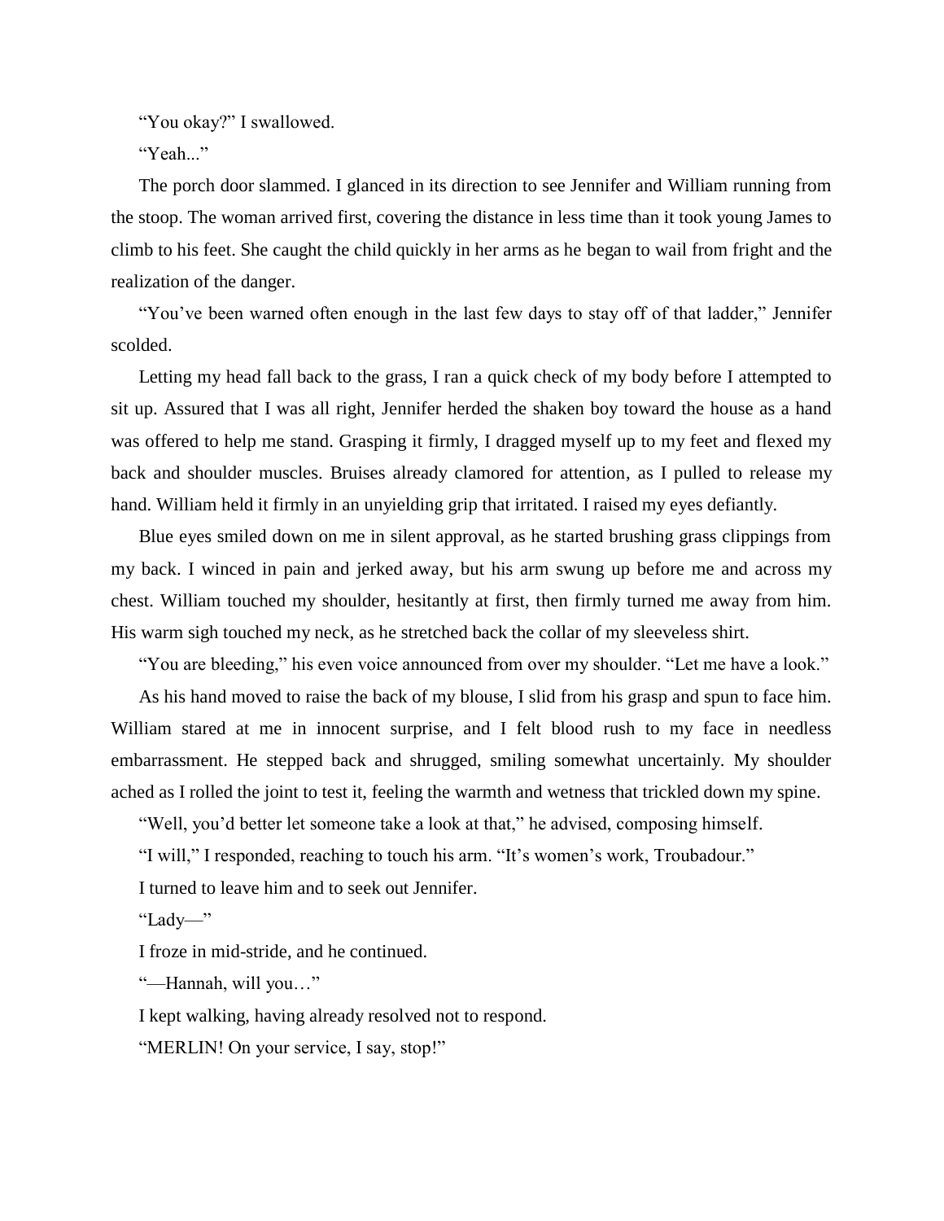“You okay?” I swallowed.

“Yeah...”

The porch door slammed. I glanced in its direction to see Jennifer and William running from the stoop. The woman arrived first, covering the distance in less time than it took young James to climb to his feet. She caught the child quickly in her arms as he began to wail from fright and the realization of the danger.

“You’ve been warned often enough in the last few days to stay off of that ladder,” Jennifer scolded.

Letting my head fall back to the grass, I ran a quick check of my body before I attempted to sit up. Assured that I was all right, Jennifer herded the shaken boy toward the house as a hand was offered to help me stand. Grasping it firmly, I dragged myself up to my feet and flexed my back and shoulder muscles. Bruises already clamored for attention, as I pulled to release my hand. William held it firmly in an unyielding grip that irritated. I raised my eyes defiantly.

Blue eyes smiled down on me in silent approval, as he started brushing grass clippings from my back. I winced in pain and jerked away, but his arm swung up before me and across my chest. William touched my shoulder, hesitantly at first, then firmly turned me away from him. His warm sigh touched my neck, as he stretched back the collar of my sleeveless shirt.

“You are bleeding,” his even voice announced from over my shoulder. “Let me have a look.”

As his hand moved to raise the back of my blouse, I slid from his grasp and spun to face him. William stared at me in innocent surprise, and I felt blood rush to my face in needless embarrassment. He stepped back and shrugged, smiling somewhat uncertainly. My shoulder ached as I rolled the joint to test it, feeling the warmth and wetness that trickled down my spine.

“Well, you’d better let someone take a look at that,” he advised, composing himself.

“I will,” I responded, reaching to touch his arm. “It’s women’s work, Troubadour.”

I turned to leave him and to seek out Jennifer.

“Lady—”

I froze in mid-stride, and he continued.

“—Hannah, will you…”

I kept walking, having already resolved not to respond.

“MERLIN! On your service, I say, stop!”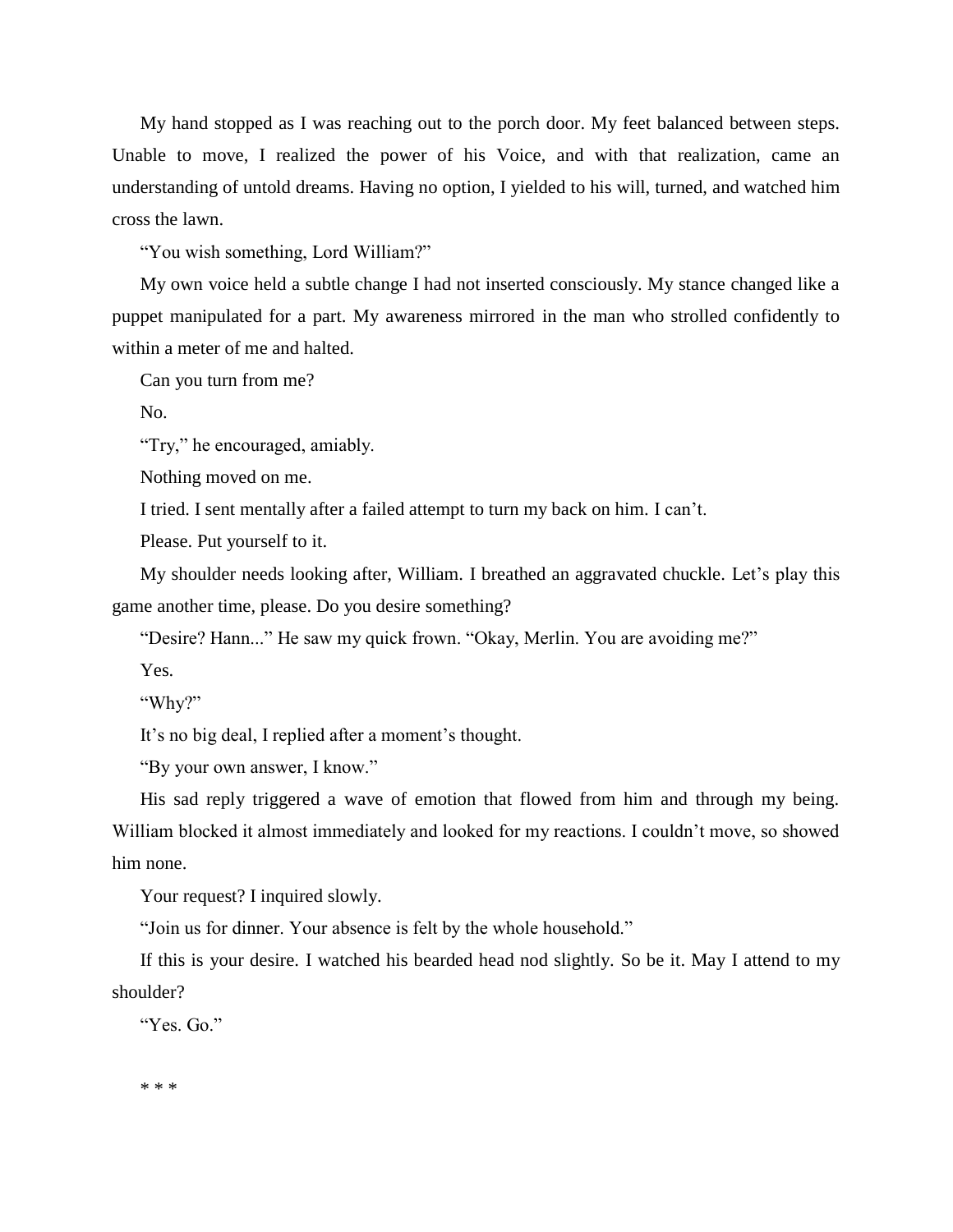My hand stopped as I was reaching out to the porch door. My feet balanced between steps. Unable to move, I realized the power of his Voice, and with that realization, came an understanding of untold dreams. Having no option, I yielded to his will, turned, and watched him cross the lawn.

"You wish something, Lord William?"

My own voice held a subtle change I had not inserted consciously. My stance changed like a puppet manipulated for a part. My awareness mirrored in the man who strolled confidently to within a meter of me and halted.

Can you turn from me?

No.

"Try," he encouraged, amiably.

Nothing moved on me.

I tried. I sent mentally after a failed attempt to turn my back on him. I can't.

Please. Put yourself to it.

My shoulder needs looking after, William. I breathed an aggravated chuckle. Let's play this game another time, please. Do you desire something?

"Desire? Hann..." He saw my quick frown. "Okay, Merlin. You are avoiding me?"

Yes.

"Why?"

It's no big deal, I replied after a moment's thought.

"By your own answer, I know."

His sad reply triggered a wave of emotion that flowed from him and through my being. William blocked it almost immediately and looked for my reactions. I couldn't move, so showed him none.

Your request? I inquired slowly.

"Join us for dinner. Your absence is felt by the whole household."

If this is your desire. I watched his bearded head nod slightly. So be it. May I attend to my shoulder?

"Yes. Go."

* * *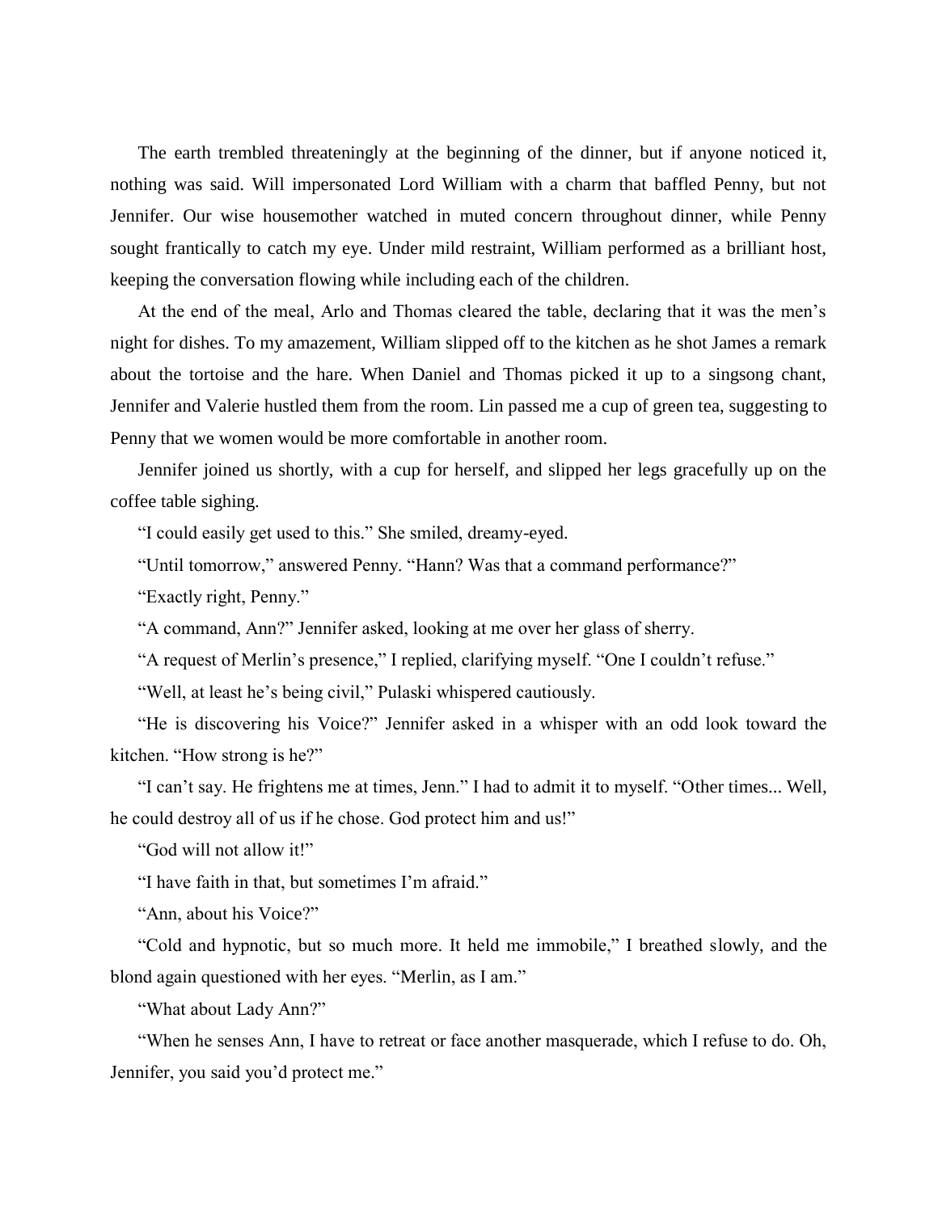The earth trembled threateningly at the beginning of the dinner, but if anyone noticed it, nothing was said. Will impersonated Lord William with a charm that baffled Penny, but not Jennifer. Our wise housemother watched in muted concern throughout dinner, while Penny sought frantically to catch my eye. Under mild restraint, William performed as a brilliant host, keeping the conversation flowing while including each of the children.

At the end of the meal, Arlo and Thomas cleared the table, declaring that it was the men's night for dishes. To my amazement, William slipped off to the kitchen as he shot James a remark about the tortoise and the hare. When Daniel and Thomas picked it up to a singsong chant, Jennifer and Valerie hustled them from the room. Lin passed me a cup of green tea, suggesting to Penny that we women would be more comfortable in another room.

Jennifer joined us shortly, with a cup for herself, and slipped her legs gracefully up on the coffee table sighing.

"I could easily get used to this." She smiled, dreamy-eyed.

"Until tomorrow," answered Penny. "Hann? Was that a command performance?"

"Exactly right, Penny."

"A command, Ann?" Jennifer asked, looking at me over her glass of sherry.

"A request of Merlin's presence," I replied, clarifying myself. "One I couldn't refuse."

"Well, at least he's being civil," Pulaski whispered cautiously.

"He is discovering his Voice?" Jennifer asked in a whisper with an odd look toward the kitchen. "How strong is he?"

"I can't say. He frightens me at times, Jenn." I had to admit it to myself. "Other times... Well, he could destroy all of us if he chose. God protect him and us!"

"God will not allow it!"

"I have faith in that, but sometimes I'm afraid."

"Ann, about his Voice?"

"Cold and hypnotic, but so much more. It held me immobile," I breathed slowly, and the blond again questioned with her eyes. "Merlin, as I am."

"What about Lady Ann?"

"When he senses Ann, I have to retreat or face another masquerade, which I refuse to do. Oh, Jennifer, you said you'd protect me."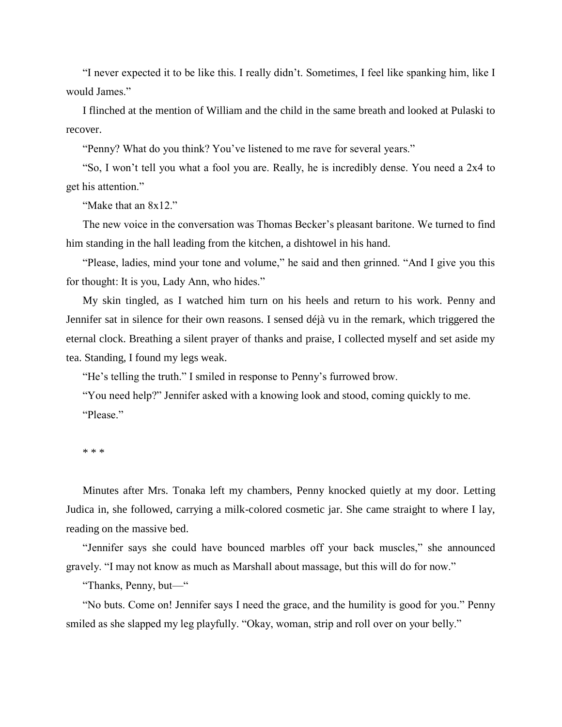"I never expected it to be like this. I really didn't. Sometimes, I feel like spanking him, like I would James."

I flinched at the mention of William and the child in the same breath and looked at Pulaski to recover.

"Penny? What do you think? You've listened to me rave for several years."

"So, I won't tell you what a fool you are. Really, he is incredibly dense. You need a 2x4 to get his attention."

"Make that an 8x12."

The new voice in the conversation was Thomas Becker's pleasant baritone. We turned to find him standing in the hall leading from the kitchen, a dishtowel in his hand.

"Please, ladies, mind your tone and volume," he said and then grinned. "And I give you this for thought: It is you, Lady Ann, who hides."

My skin tingled, as I watched him turn on his heels and return to his work. Penny and Jennifer sat in silence for their own reasons. I sensed déjà vu in the remark, which triggered the eternal clock. Breathing a silent prayer of thanks and praise, I collected myself and set aside my tea. Standing, I found my legs weak.

"He's telling the truth." I smiled in response to Penny's furrowed brow.

"You need help?" Jennifer asked with a knowing look and stood, coming quickly to me.

"Please."

* * *

Minutes after Mrs. Tonaka left my chambers, Penny knocked quietly at my door. Letting Judica in, she followed, carrying a milk-colored cosmetic jar. She came straight to where I lay, reading on the massive bed.

"Jennifer says she could have bounced marbles off your back muscles," she announced gravely. "I may not know as much as Marshall about massage, but this will do for now."

"Thanks, Penny, but—"

"No buts. Come on! Jennifer says I need the grace, and the humility is good for you." Penny smiled as she slapped my leg playfully. "Okay, woman, strip and roll over on your belly."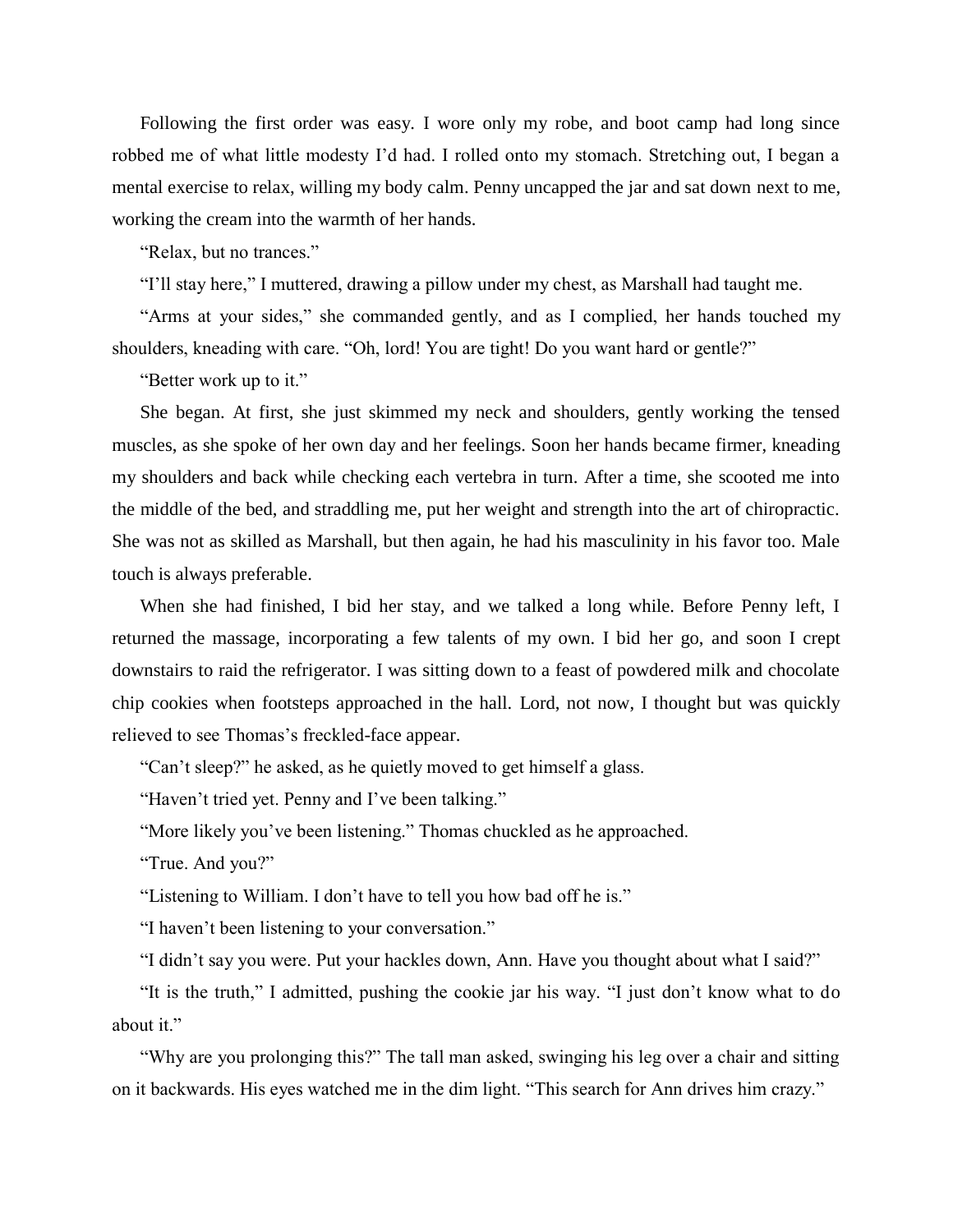Following the first order was easy. I wore only my robe, and boot camp had long since robbed me of what little modesty I'd had. I rolled onto my stomach. Stretching out, I began a mental exercise to relax, willing my body calm. Penny uncapped the jar and sat down next to me, working the cream into the warmth of her hands.

"Relax, but no trances."

"I'll stay here," I muttered, drawing a pillow under my chest, as Marshall had taught me.

"Arms at your sides," she commanded gently, and as I complied, her hands touched my shoulders, kneading with care. "Oh, lord! You are tight! Do you want hard or gentle?"

"Better work up to it."

She began. At first, she just skimmed my neck and shoulders, gently working the tensed muscles, as she spoke of her own day and her feelings. Soon her hands became firmer, kneading my shoulders and back while checking each vertebra in turn. After a time, she scooted me into the middle of the bed, and straddling me, put her weight and strength into the art of chiropractic. She was not as skilled as Marshall, but then again, he had his masculinity in his favor too. Male touch is always preferable.

When she had finished, I bid her stay, and we talked a long while. Before Penny left, I returned the massage, incorporating a few talents of my own. I bid her go, and soon I crept downstairs to raid the refrigerator. I was sitting down to a feast of powdered milk and chocolate chip cookies when footsteps approached in the hall. Lord, not now, I thought but was quickly relieved to see Thomas's freckled-face appear.

"Can't sleep?" he asked, as he quietly moved to get himself a glass.

"Haven't tried yet. Penny and I've been talking."

"More likely you've been listening." Thomas chuckled as he approached.

"True. And you?"

"Listening to William. I don't have to tell you how bad off he is."

"I haven't been listening to your conversation."

"I didn't say you were. Put your hackles down, Ann. Have you thought about what I said?"

"It is the truth," I admitted, pushing the cookie jar his way. "I just don't know what to do about it."

"Why are you prolonging this?" The tall man asked, swinging his leg over a chair and sitting on it backwards. His eyes watched me in the dim light. "This search for Ann drives him crazy."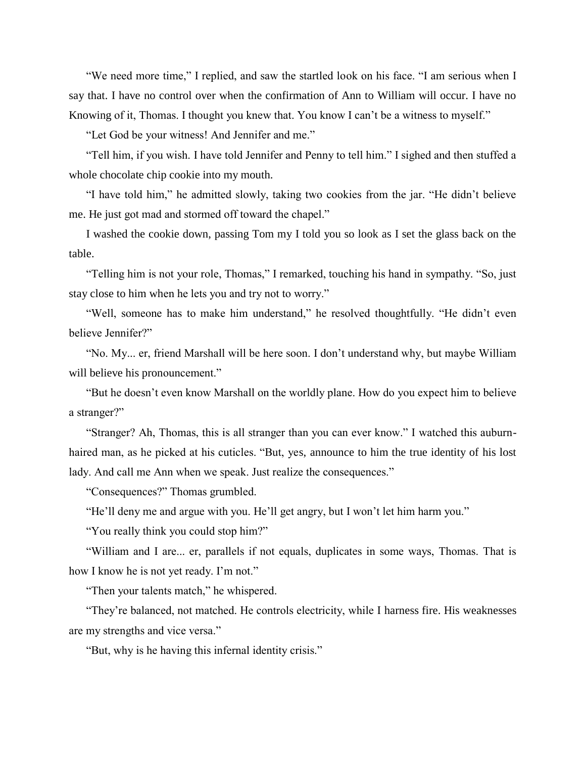"We need more time," I replied, and saw the startled look on his face. "I am serious when I say that. I have no control over when the confirmation of Ann to William will occur. I have no Knowing of it, Thomas. I thought you knew that. You know I can't be a witness to myself."

"Let God be your witness! And Jennifer and me."

"Tell him, if you wish. I have told Jennifer and Penny to tell him." I sighed and then stuffed a whole chocolate chip cookie into my mouth.

"I have told him," he admitted slowly, taking two cookies from the jar. "He didn't believe me. He just got mad and stormed off toward the chapel."

I washed the cookie down, passing Tom my I told you so look as I set the glass back on the table.

"Telling him is not your role, Thomas," I remarked, touching his hand in sympathy. "So, just stay close to him when he lets you and try not to worry."

"Well, someone has to make him understand," he resolved thoughtfully. "He didn't even believe Jennifer?"

"No. My... er, friend Marshall will be here soon. I don't understand why, but maybe William will believe his pronouncement."

"But he doesn't even know Marshall on the worldly plane. How do you expect him to believe a stranger?"

"Stranger? Ah, Thomas, this is all stranger than you can ever know." I watched this auburn-haired man, as he picked at his cuticles. "But, yes, announce to him the true identity of his lost lady. And call me Ann when we speak. Just realize the consequences."

"Consequences?" Thomas grumbled.

"He'll deny me and argue with you. He'll get angry, but I won't let him harm you."

"You really think you could stop him?"

"William and I are... er, parallels if not equals, duplicates in some ways, Thomas. That is how I know he is not yet ready. I'm not."

"Then your talents match," he whispered.

"They're balanced, not matched. He controls electricity, while I harness fire. His weaknesses are my strengths and vice versa."

"But, why is he having this infernal identity crisis."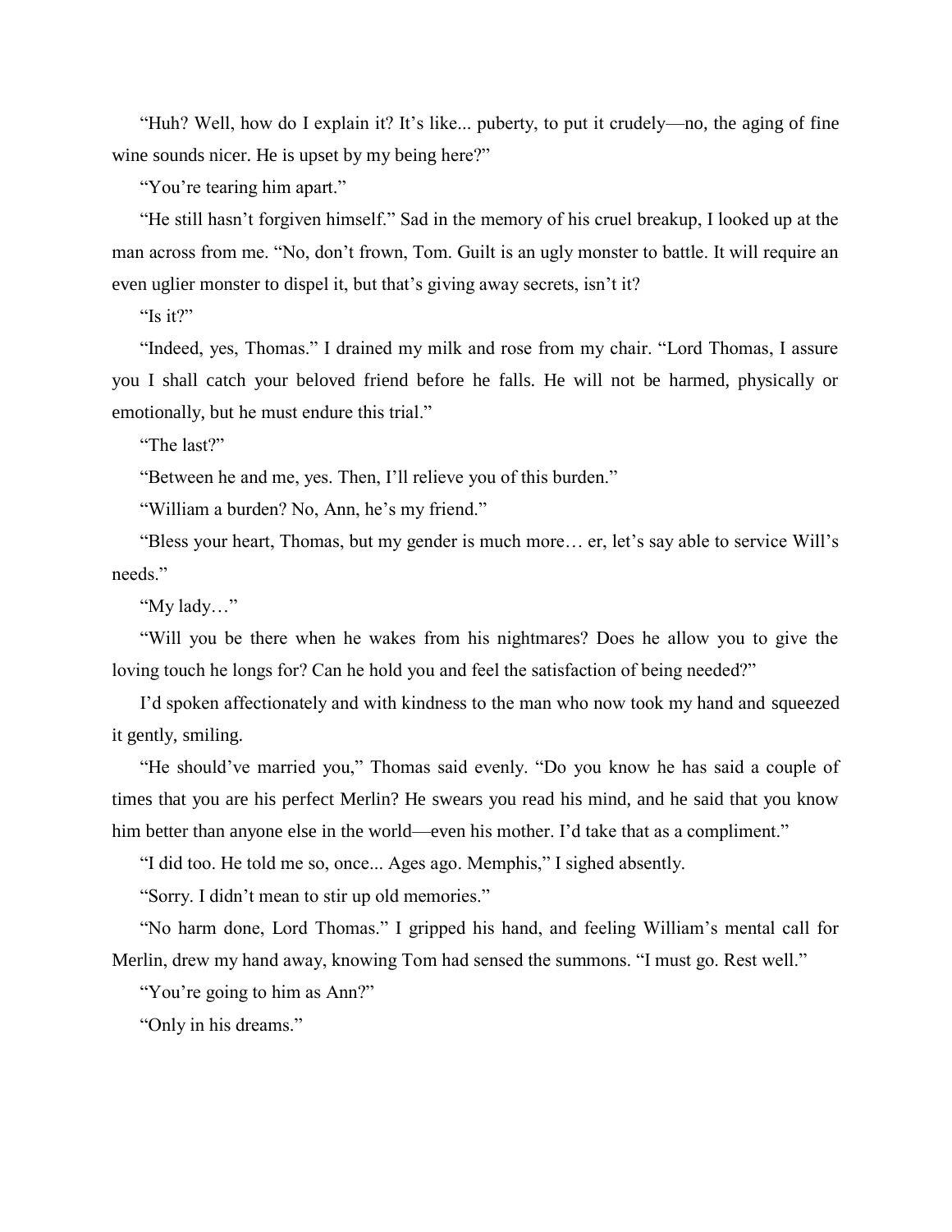"Huh? Well, how do I explain it? It's like... puberty, to put it crudely—no, the aging of fine wine sounds nicer. He is upset by my being here?"

"You're tearing him apart."

"He still hasn't forgiven himself." Sad in the memory of his cruel breakup, I looked up at the man across from me. "No, don't frown, Tom. Guilt is an ugly monster to battle. It will require an even uglier monster to dispel it, but that's giving away secrets, isn't it?

"Is it?"

"Indeed, yes, Thomas." I drained my milk and rose from my chair. "Lord Thomas, I assure you I shall catch your beloved friend before he falls. He will not be harmed, physically or emotionally, but he must endure this trial."

"The last?"

"Between he and me, yes. Then, I'll relieve you of this burden."

"William a burden? No, Ann, he's my friend."

"Bless your heart, Thomas, but my gender is much more… er, let's say able to service Will's needs."

"My lady…"

"Will you be there when he wakes from his nightmares? Does he allow you to give the loving touch he longs for? Can he hold you and feel the satisfaction of being needed?"

I'd spoken affectionately and with kindness to the man who now took my hand and squeezed it gently, smiling.

"He should've married you," Thomas said evenly. "Do you know he has said a couple of times that you are his perfect Merlin? He swears you read his mind, and he said that you know him better than anyone else in the world—even his mother. I'd take that as a compliment."

"I did too. He told me so, once... Ages ago. Memphis," I sighed absently.

"Sorry. I didn't mean to stir up old memories."

"No harm done, Lord Thomas." I gripped his hand, and feeling William's mental call for Merlin, drew my hand away, knowing Tom had sensed the summons. "I must go. Rest well."

"You're going to him as Ann?"

"Only in his dreams."